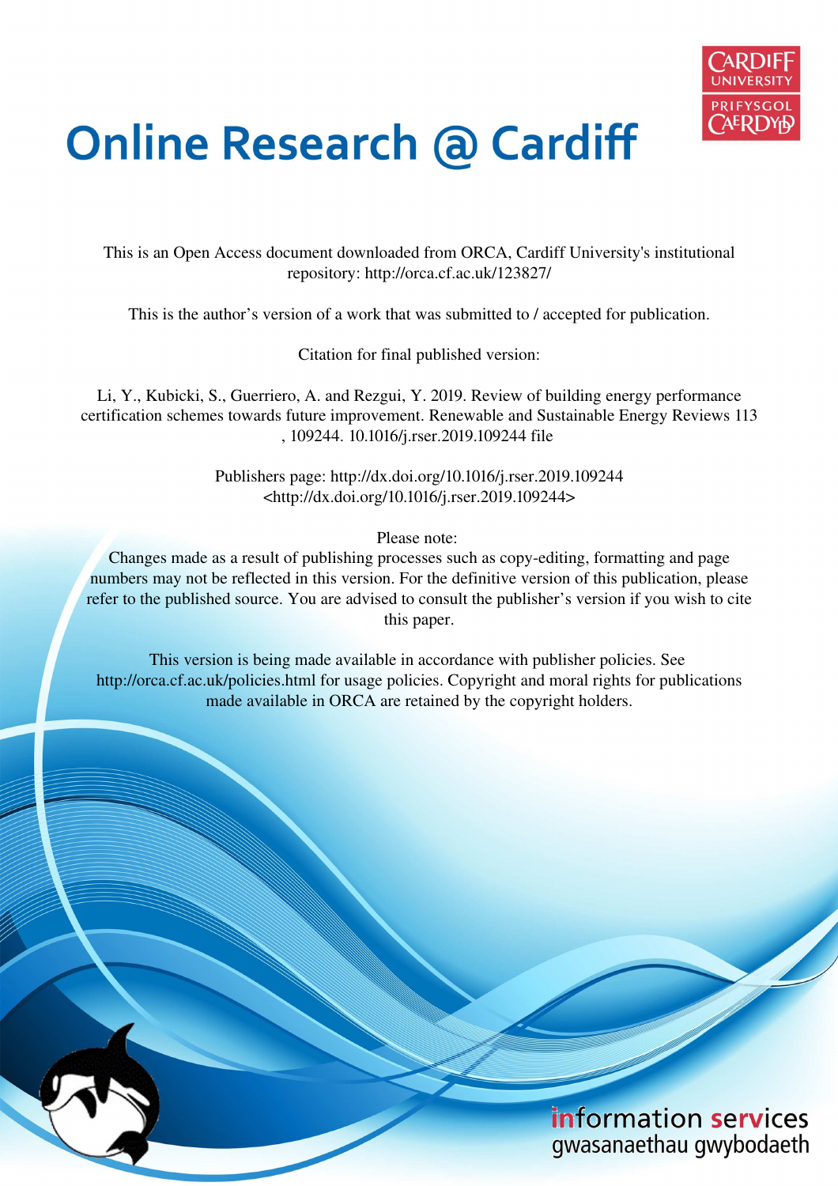# Online Research @ Cardiff

This is an Open Access document downloaded from ORCA, Cardiff University's institutional repository: http://orca.cf.ac.uk/123827/

This is the author's version of a work that was submitted to / accepted for publication.

Citation for final published version:

Li, Y., Kubicki, S., Guerriero, A. and Rezgui, Y. 2019. Review of building energy performance certification schemes towards future improvement. Renewable and Sustainable Energy Reviews 113 , 109244. 10.1016/j.rser.2019.109244 file

Publishers page: http://dx.doi.org/10.1016/j.rser.2019.109244 <http://dx.doi.org/10.1016/j.rser.2019.109244>

Please note:
Changes made as a result of publishing processes such as copy-editing, formatting and page numbers may not be reflected in this version. For the definitive version of this publication, please refer to the published source. You are advised to consult the publisher's version if you wish to cite this paper.

This version is being made available in accordance with publisher policies. See http://orca.cf.ac.uk/policies.html for usage policies. Copyright and moral rights for publications made available in ORCA are retained by the copyright holders.

information services
gwasanaethau gwybodaeth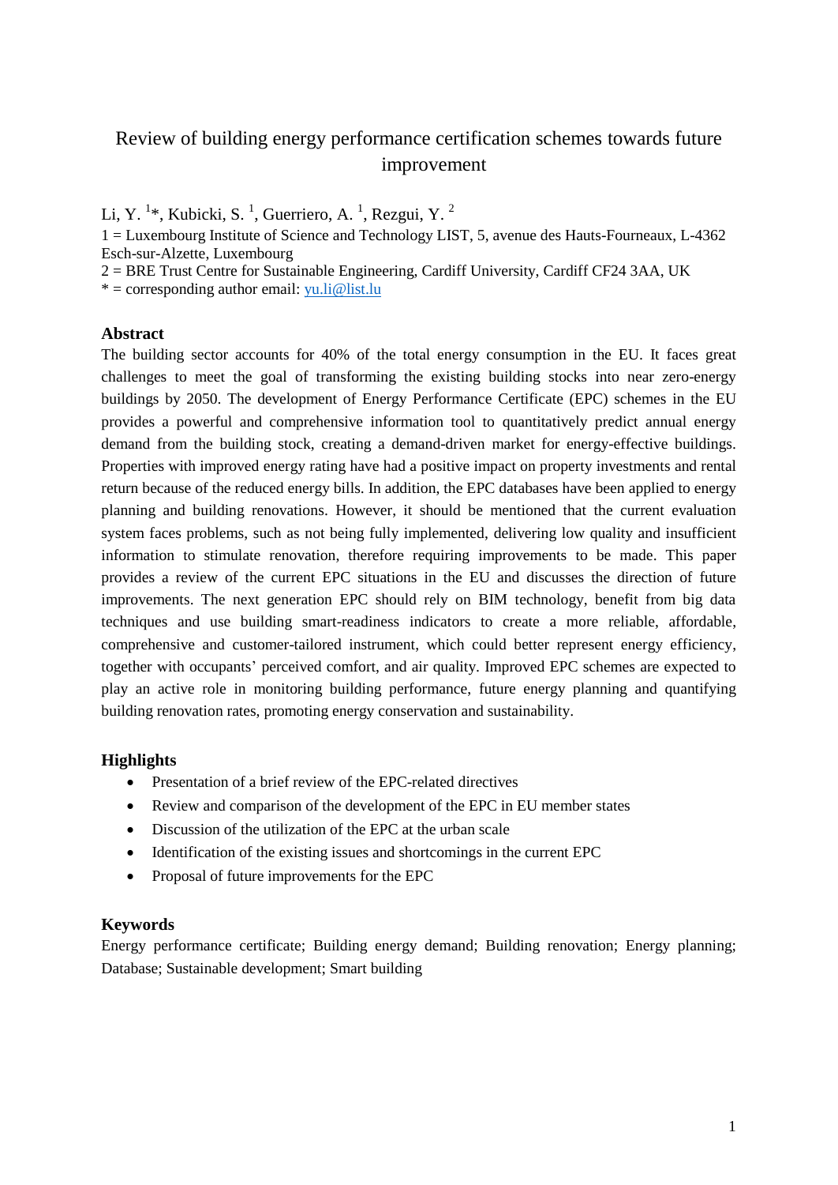# Review of building energy performance certification schemes towards future improvement

Li, Y. [1]*, Kubicki, S. [1], Guerriero, A. [1], Rezgui, Y. [2]

1 = Luxembourg Institute of Science and Technology LIST, 5, avenue des Hauts-Fourneaux, L-4362 Esch-sur-Alzette, Luxembourg

2 = BRE Trust Centre for Sustainable Engineering, Cardiff University, Cardiff CF24 3AA, UK

* = corresponding author email: yu.li@list.lu

## Abstract

The building sector accounts for 40% of the total energy consumption in the EU. It faces great challenges to meet the goal of transforming the existing building stocks into near zero-energy buildings by 2050. The development of Energy Performance Certificate (EPC) schemes in the EU provides a powerful and comprehensive information tool to quantitatively predict annual energy demand from the building stock, creating a demand-driven market for energy-effective buildings. Properties with improved energy rating have had a positive impact on property investments and rental return because of the reduced energy bills. In addition, the EPC databases have been applied to energy planning and building renovations. However, it should be mentioned that the current evaluation system faces problems, such as not being fully implemented, delivering low quality and insufficient information to stimulate renovation, therefore requiring improvements to be made. This paper provides a review of the current EPC situations in the EU and discusses the direction of future improvements. The next generation EPC should rely on BIM technology, benefit from big data techniques and use building smart-readiness indicators to create a more reliable, affordable, comprehensive and customer-tailored instrument, which could better represent energy efficiency, together with occupants' perceived comfort, and air quality. Improved EPC schemes are expected to play an active role in monitoring building performance, future energy planning and quantifying building renovation rates, promoting energy conservation and sustainability.

## Highlights

- Presentation of a brief review of the EPC-related directives
- Review and comparison of the development of the EPC in EU member states
- Discussion of the utilization of the EPC at the urban scale
- Identification of the existing issues and shortcomings in the current EPC
- Proposal of future improvements for the EPC

## Keywords

Energy performance certificate; Building energy demand; Building renovation; Energy planning; Database; Sustainable development; Smart building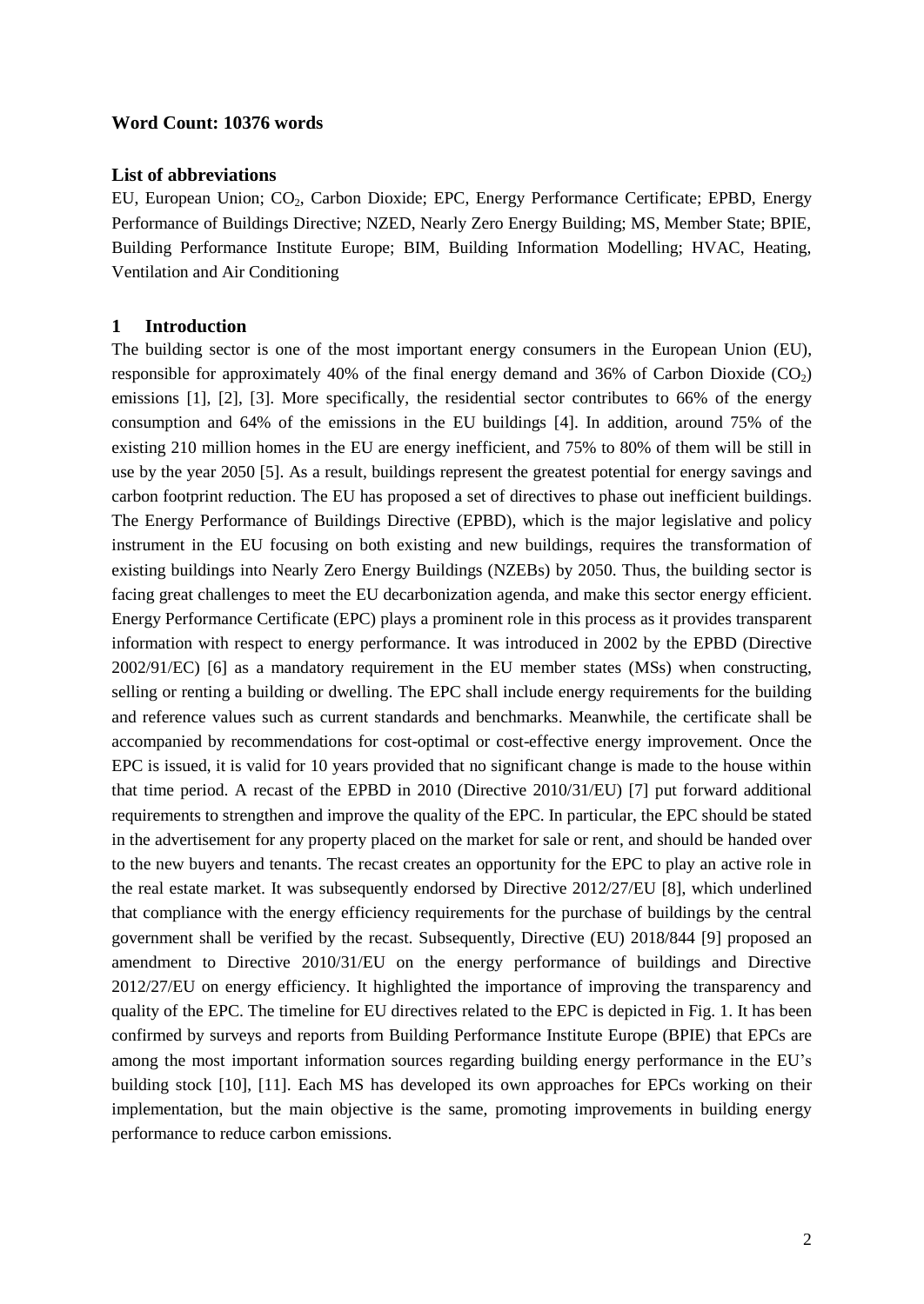**Word Count: 10376 words**

**List of abbreviations**

EU, European Union; $CO_2$, Carbon Dioxide; EPC, Energy Performance Certificate; EPBD, Energy Performance of Buildings Directive; NZED, Nearly Zero Energy Building; MS, Member State; BPIE, Building Performance Institute Europe; BIM, Building Information Modelling; HVAC, Heating, Ventilation and Air Conditioning

# 1 Introduction

The building sector is one of the most important energy consumers in the European Union (EU), responsible for approximately 40% of the final energy demand and 36% of Carbon Dioxide ($CO_2$) emissions [1], [2], [3]. More specifically, the residential sector contributes to 66% of the energy consumption and 64% of the emissions in the EU buildings [4]. In addition, around 75% of the existing 210 million homes in the EU are energy inefficient, and 75% to 80% of them will be still in use by the year 2050 [5]. As a result, buildings represent the greatest potential for energy savings and carbon footprint reduction. The EU has proposed a set of directives to phase out inefficient buildings. The Energy Performance of Buildings Directive (EPBD), which is the major legislative and policy instrument in the EU focusing on both existing and new buildings, requires the transformation of existing buildings into Nearly Zero Energy Buildings (NZEBs) by 2050. Thus, the building sector is facing great challenges to meet the EU decarbonization agenda, and make this sector energy efficient. Energy Performance Certificate (EPC) plays a prominent role in this process as it provides transparent information with respect to energy performance. It was introduced in 2002 by the EPBD (Directive 2002/91/EC) [6] as a mandatory requirement in the EU member states (MSs) when constructing, selling or renting a building or dwelling. The EPC shall include energy requirements for the building and reference values such as current standards and benchmarks. Meanwhile, the certificate shall be accompanied by recommendations for cost-optimal or cost-effective energy improvement. Once the EPC is issued, it is valid for 10 years provided that no significant change is made to the house within that time period. A recast of the EPBD in 2010 (Directive 2010/31/EU) [7] put forward additional requirements to strengthen and improve the quality of the EPC. In particular, the EPC should be stated in the advertisement for any property placed on the market for sale or rent, and should be handed over to the new buyers and tenants. The recast creates an opportunity for the EPC to play an active role in the real estate market. It was subsequently endorsed by Directive 2012/27/EU [8], which underlined that compliance with the energy efficiency requirements for the purchase of buildings by the central government shall be verified by the recast. Subsequently, Directive (EU) 2018/844 [9] proposed an amendment to Directive 2010/31/EU on the energy performance of buildings and Directive 2012/27/EU on energy efficiency. It highlighted the importance of improving the transparency and quality of the EPC. The timeline for EU directives related to the EPC is depicted in Fig. 1. It has been confirmed by surveys and reports from Building Performance Institute Europe (BPIE) that EPCs are among the most important information sources regarding building energy performance in the EU's building stock [10], [11]. Each MS has developed its own approaches for EPCs working on their implementation, but the main objective is the same, promoting improvements in building energy performance to reduce carbon emissions.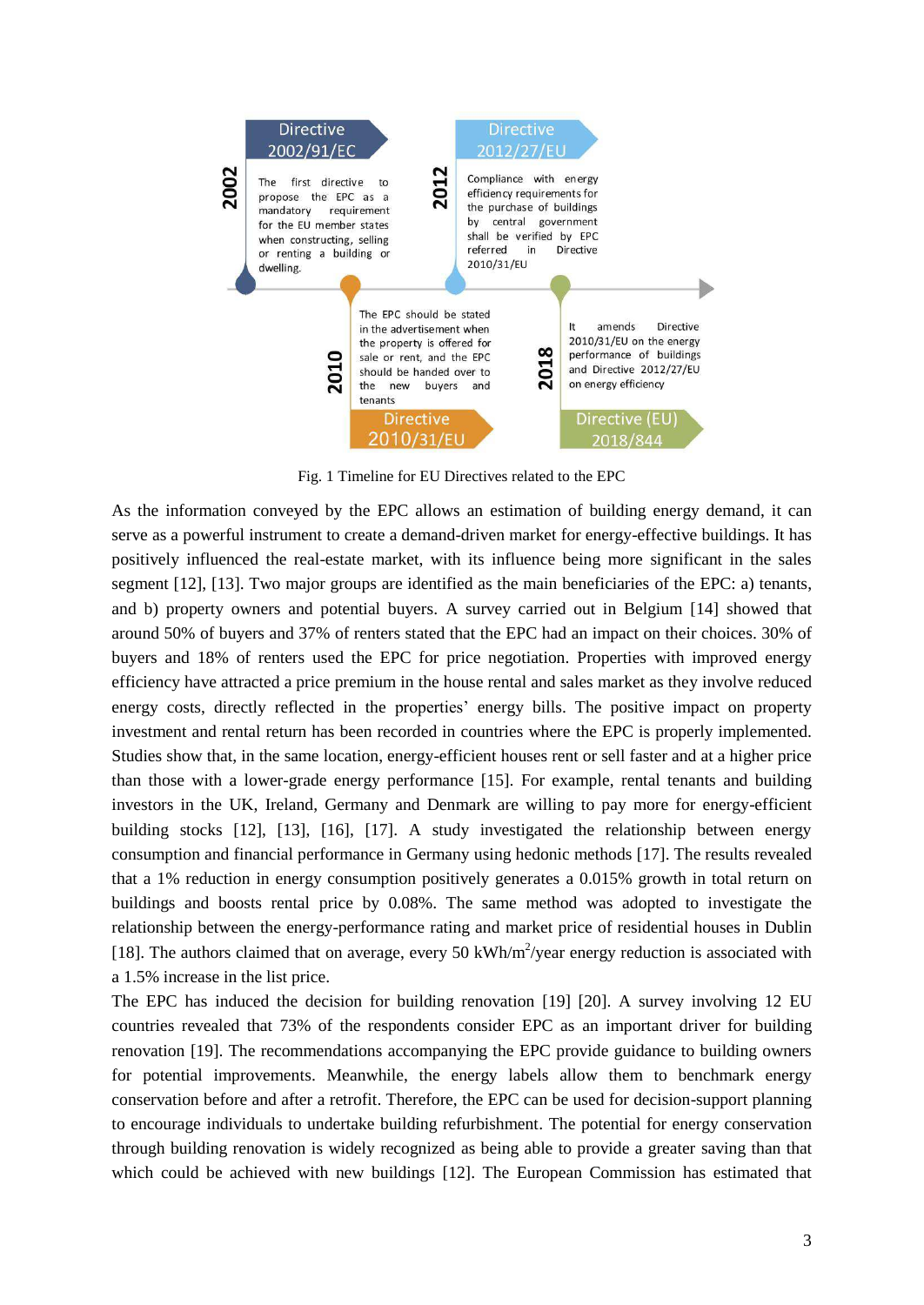2002

Directive 2002/91/EC

The first directive to propose the EPC as a mandatory requirement for the EU member states when constructing, selling or renting a building or dwelling.

2010

Directive 2010/31/EU

The EPC should be stated in the advertisement when the property is offered for sale or rent, and the EPC should be handed over to the new buyers and tenants

2012

Directive 2012/27/EU

Compliance with energy efficiency requirements for the purchase of buildings by central government shall be verified by EPC referred in Directive 2010/31/EU

2018

Directive (EU) 2018/844

It amends Directive 2010/31/EU on the energy performance of buildings and Directive 2012/27/EU on energy efficiency

Fig. 1 Timeline for EU Directives related to the EPC

As the information conveyed by the EPC allows an estimation of building energy demand, it can serve as a powerful instrument to create a demand-driven market for energy-effective buildings. It has positively influenced the real-estate market, with its influence being more significant in the sales segment [12], [13]. Two major groups are identified as the main beneficiaries of the EPC: a) tenants, and b) property owners and potential buyers. A survey carried out in Belgium [14] showed that around 50% of buyers and 37% of renters stated that the EPC had an impact on their choices. 30% of buyers and 18% of renters used the EPC for price negotiation. Properties with improved energy efficiency have attracted a price premium in the house rental and sales market as they involve reduced energy costs, directly reflected in the properties' energy bills. The positive impact on property investment and rental return has been recorded in countries where the EPC is properly implemented. Studies show that, in the same location, energy-efficient houses rent or sell faster and at a higher price than those with a lower-grade energy performance [15]. For example, rental tenants and building investors in the UK, Ireland, Germany and Denmark are willing to pay more for energy-efficient building stocks [12], [13], [16], [17]. A study investigated the relationship between energy consumption and financial performance in Germany using hedonic methods [17]. The results revealed that a 1% reduction in energy consumption positively generates a 0.015% growth in total return on buildings and boosts rental price by 0.08%. The same method was adopted to investigate the relationship between the energy-performance rating and market price of residential houses in Dublin [18]. The authors claimed that on average, every 50 kWh/m$^2$/year energy reduction is associated with a 1.5% increase in the list price.

The EPC has induced the decision for building renovation [19] [20]. A survey involving 12 EU countries revealed that 73% of the respondents consider EPC as an important driver for building renovation [19]. The recommendations accompanying the EPC provide guidance to building owners for potential improvements. Meanwhile, the energy labels allow them to benchmark energy conservation before and after a retrofit. Therefore, the EPC can be used for decision-support planning to encourage individuals to undertake building refurbishment. The potential for energy conservation through building renovation is widely recognized as being able to provide a greater saving than that which could be achieved with new buildings [12]. The European Commission has estimated that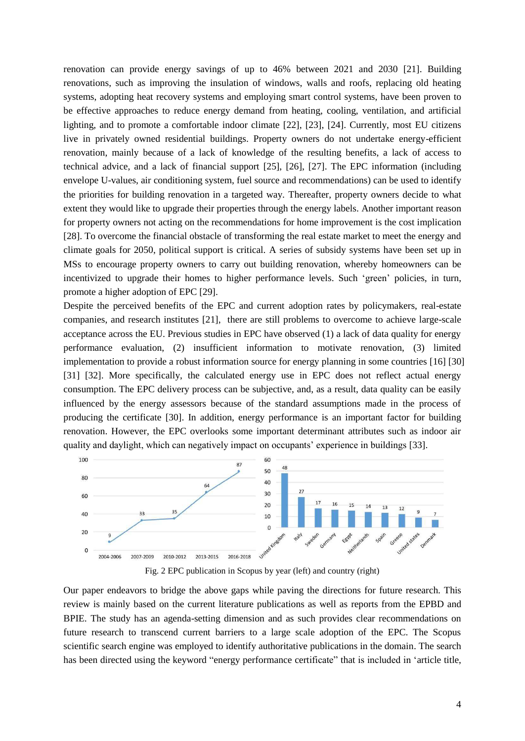renovation can provide energy savings of up to 46% between 2021 and 2030 [21]. Building renovations, such as improving the insulation of windows, walls and roofs, replacing old heating systems, adopting heat recovery systems and employing smart control systems, have been proven to be effective approaches to reduce energy demand from heating, cooling, ventilation, and artificial lighting, and to promote a comfortable indoor climate [22], [23], [24]. Currently, most EU citizens live in privately owned residential buildings. Property owners do not undertake energy-efficient renovation, mainly because of a lack of knowledge of the resulting benefits, a lack of access to technical advice, and a lack of financial support [25], [26], [27]. The EPC information (including envelope U-values, air conditioning system, fuel source and recommendations) can be used to identify the priorities for building renovation in a targeted way. Thereafter, property owners decide to what extent they would like to upgrade their properties through the energy labels. Another important reason for property owners not acting on the recommendations for home improvement is the cost implication [28]. To overcome the financial obstacle of transforming the real estate market to meet the energy and climate goals for 2050, political support is critical. A series of subsidy systems have been set up in MSs to encourage property owners to carry out building renovation, whereby homeowners can be incentivized to upgrade their homes to higher performance levels. Such 'green' policies, in turn, promote a higher adoption of EPC [29].

Despite the perceived benefits of the EPC and current adoption rates by policymakers, real-estate companies, and research institutes [21], there are still problems to overcome to achieve large-scale acceptance across the EU. Previous studies in EPC have observed (1) a lack of data quality for energy performance evaluation, (2) insufficient information to motivate renovation, (3) limited implementation to provide a robust information source for energy planning in some countries [16] [30] [31] [32]. More specifically, the calculated energy use in EPC does not reflect actual energy consumption. The EPC delivery process can be subjective, and, as a result, data quality can be easily influenced by the energy assessors because of the standard assumptions made in the process of producing the certificate [30]. In addition, energy performance is an important factor for building renovation. However, the EPC overlooks some important determinant attributes such as indoor air quality and daylight, which can negatively impact on occupants' experience in buildings [33].

100
80
60
40
20
0
9
33
35
64
87
2004-2006
2007-2009
2010-2012
2013-2015
2016-2018

60
50
40
30
20
10
0
48
27
17
16
15
14
13
12
9
7
United Kingdom
Italy
Sweden
Germany
Egypt
Netherlands
Spain
Greece
United states
Denmark

Fig. 2 EPC publication in Scopus by year (left) and country (right)

Our paper endeavors to bridge the above gaps while paving the directions for future research. This review is mainly based on the current literature publications as well as reports from the EPBD and BPIE. The study has an agenda-setting dimension and as such provides clear recommendations on future research to transcend current barriers to a large scale adoption of the EPC. The Scopus scientific search engine was employed to identify authoritative publications in the domain. The search has been directed using the keyword "energy performance certificate" that is included in 'article title,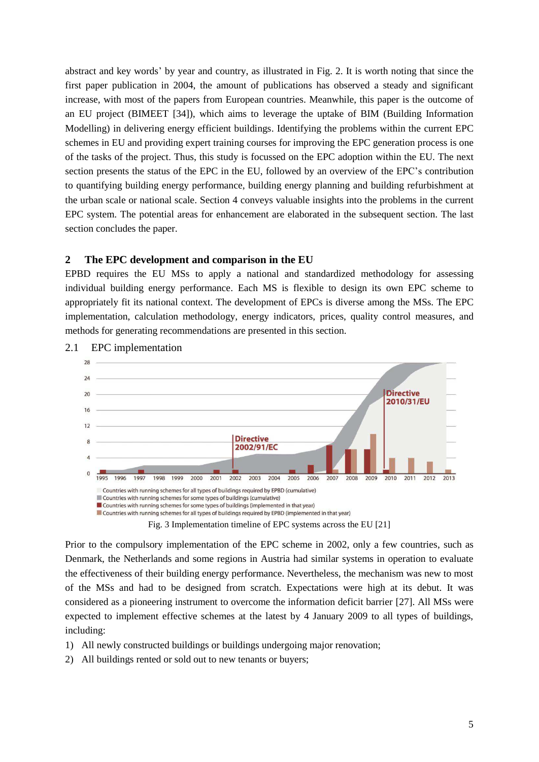abstract and key words' by year and country, as illustrated in Fig. 2. It is worth noting that since the first paper publication in 2004, the amount of publications has observed a steady and significant increase, with most of the papers from European countries. Meanwhile, this paper is the outcome of an EU project (BIMEET [34]), which aims to leverage the uptake of BIM (Building Information Modelling) in delivering energy efficient buildings. Identifying the problems within the current EPC schemes in EU and providing expert training courses for improving the EPC generation process is one of the tasks of the project. Thus, this study is focussed on the EPC adoption within the EU. The next section presents the status of the EPC in the EU, followed by an overview of the EPC's contribution to quantifying building energy performance, building energy planning and building refurbishment at the urban scale or national scale. Section 4 conveys valuable insights into the problems in the current EPC system. The potential areas for enhancement are elaborated in the subsequent section. The last section concludes the paper.

## 2 The EPC development and comparison in the EU

EPBD requires the EU MSs to apply a national and standardized methodology for assessing individual building energy performance. Each MS is flexible to design its own EPC scheme to appropriately fit its national context. The development of EPCs is diverse among the MSs. The EPC implementation, calculation methodology, energy indicators, prices, quality control measures, and methods for generating recommendations are presented in this section.

### 2.1 EPC implementation

28
24
20
16
12
8
4
0
1995 1996 1997 1998 1999 2000 2001 2002 2003 2004 2005 2006 2007 2008 2009 2010 2011 2012 2013
Directive 2002/91/EC
Directive 2010/31/EU
Countries with running schemes for all types of buildings required by EPBD (cumulative)
Countries with running schemes for some types of buildings (cumulative)
Countries with running schemes for some types of buildings (implemented in that year)
Countries with running schemes for all types of buildings required by EPBD (implemented in that year)

Fig. 3 Implementation timeline of EPC systems across the EU [21]

Prior to the compulsory implementation of the EPC scheme in 2002, only a few countries, such as Denmark, the Netherlands and some regions in Austria had similar systems in operation to evaluate the effectiveness of their building energy performance. Nevertheless, the mechanism was new to most of the MSs and had to be designed from scratch. Expectations were high at its debut. It was considered as a pioneering instrument to overcome the information deficit barrier [27]. All MSs were expected to implement effective schemes at the latest by 4 January 2009 to all types of buildings, including:

1) All newly constructed buildings or buildings undergoing major renovation;
2) All buildings rented or sold out to new tenants or buyers;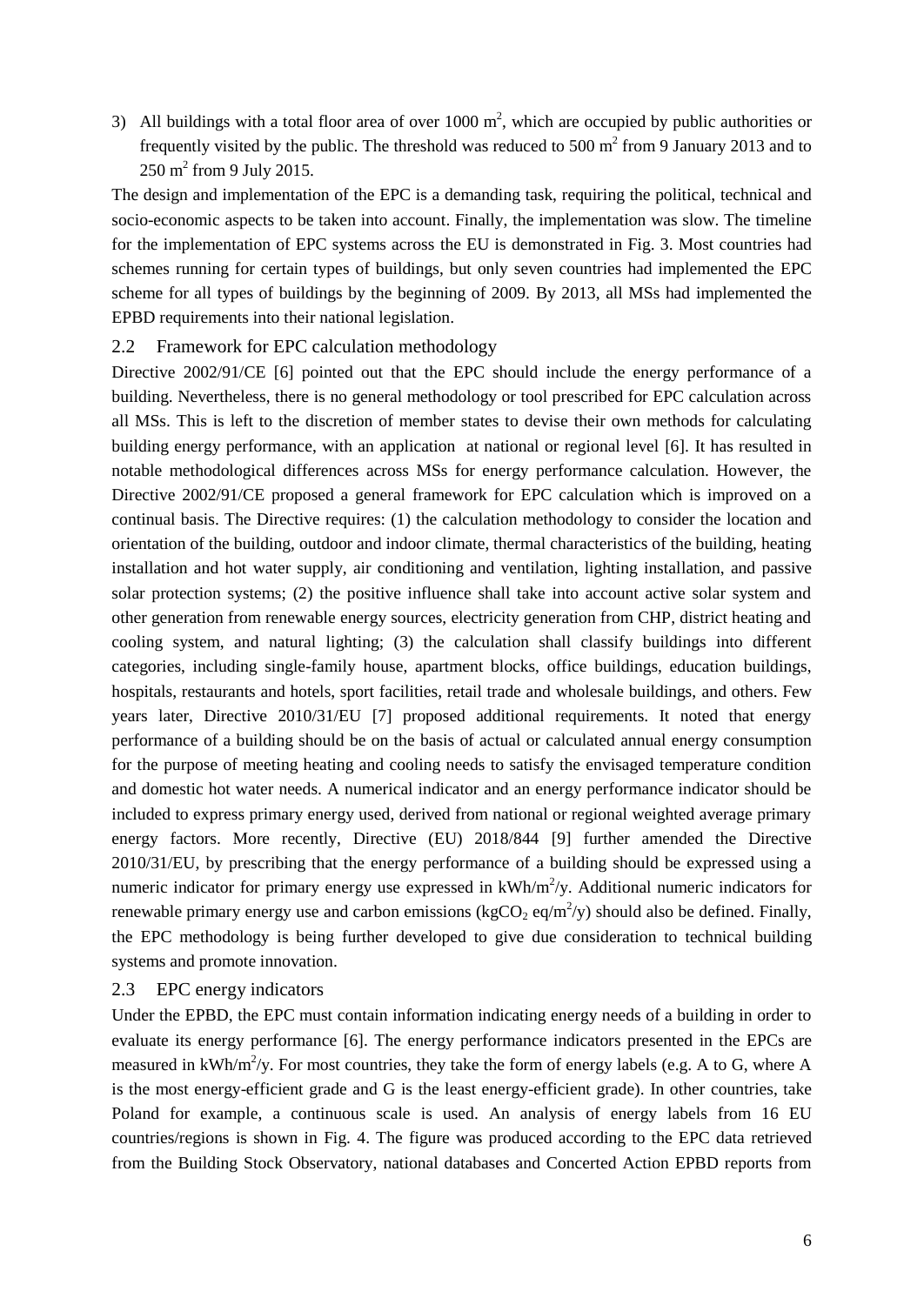3) All buildings with a total floor area of over 1000 $m^2$, which are occupied by public authorities or frequently visited by the public. The threshold was reduced to 500 $m^2$ from 9 January 2013 and to 250 $m^2$ from 9 July 2015.

The design and implementation of the EPC is a demanding task, requiring the political, technical and socio-economic aspects to be taken into account. Finally, the implementation was slow. The timeline for the implementation of EPC systems across the EU is demonstrated in Fig. 3. Most countries had schemes running for certain types of buildings, but only seven countries had implemented the EPC scheme for all types of buildings by the beginning of 2009. By 2013, all MSs had implemented the EPBD requirements into their national legislation.

## 2.2 Framework for EPC calculation methodology

Directive 2002/91/CE [6] pointed out that the EPC should include the energy performance of a building. Nevertheless, there is no general methodology or tool prescribed for EPC calculation across all MSs. This is left to the discretion of member states to devise their own methods for calculating building energy performance, with an application at national or regional level [6]. It has resulted in notable methodological differences across MSs for energy performance calculation. However, the Directive 2002/91/CE proposed a general framework for EPC calculation which is improved on a continual basis. The Directive requires: (1) the calculation methodology to consider the location and orientation of the building, outdoor and indoor climate, thermal characteristics of the building, heating installation and hot water supply, air conditioning and ventilation, lighting installation, and passive solar protection systems; (2) the positive influence shall take into account active solar system and other generation from renewable energy sources, electricity generation from CHP, district heating and cooling system, and natural lighting; (3) the calculation shall classify buildings into different categories, including single-family house, apartment blocks, office buildings, education buildings, hospitals, restaurants and hotels, sport facilities, retail trade and wholesale buildings, and others. Few years later, Directive 2010/31/EU [7] proposed additional requirements. It noted that energy performance of a building should be on the basis of actual or calculated annual energy consumption for the purpose of meeting heating and cooling needs to satisfy the envisaged temperature condition and domestic hot water needs. A numerical indicator and an energy performance indicator should be included to express primary energy used, derived from national or regional weighted average primary energy factors. More recently, Directive (EU) 2018/844 [9] further amended the Directive 2010/31/EU, by prescribing that the energy performance of a building should be expressed using a numeric indicator for primary energy use expressed in $kWh/m^2/y$. Additional numeric indicators for renewable primary energy use and carbon emissions ($kgCO_2$ $eq/m^2/y$) should also be defined. Finally, the EPC methodology is being further developed to give due consideration to technical building systems and promote innovation.

## 2.3 EPC energy indicators

Under the EPBD, the EPC must contain information indicating energy needs of a building in order to evaluate its energy performance [6]. The energy performance indicators presented in the EPCs are measured in $kWh/m^2/y$. For most countries, they take the form of energy labels (e.g. A to G, where A is the most energy-efficient grade and G is the least energy-efficient grade). In other countries, take Poland for example, a continuous scale is used. An analysis of energy labels from 16 EU countries/regions is shown in Fig. 4. The figure was produced according to the EPC data retrieved from the Building Stock Observatory, national databases and Concerted Action EPBD reports from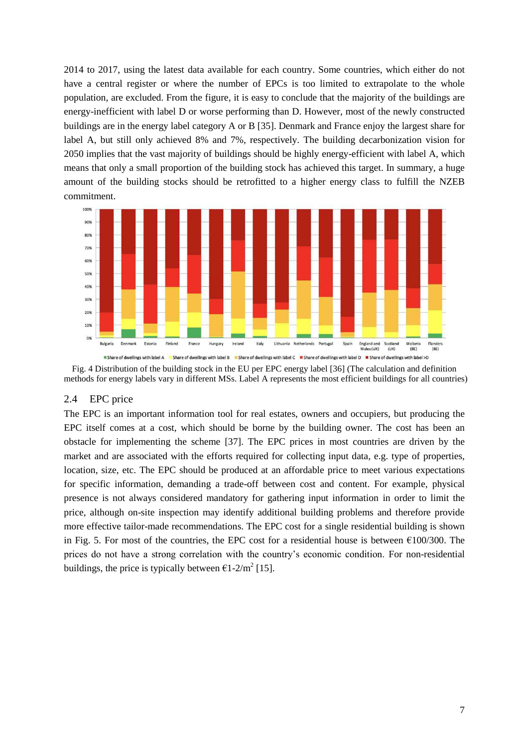2014 to 2017, using the latest data available for each country. Some countries, which either do not have a central register or where the number of EPCs is too limited to extrapolate to the whole population, are excluded. From the figure, it is easy to conclude that the majority of the buildings are energy-inefficient with label D or worse performing than D. However, most of the newly constructed buildings are in the energy label category A or B [35]. Denmark and France enjoy the largest share for label A, but still only achieved 8% and 7%, respectively. The building decarbonization vision for 2050 implies that the vast majority of buildings should be highly energy-efficient with label A, which means that only a small proportion of the building stock has achieved this target. In summary, a huge amount of the building stocks should be retrofitted to a higher energy class to fulfill the NZEB commitment.

100%
90%
80%
70%
60%
50%
40%
30%
20%
10%
0%

Bulgaria Denmark Estonia Finland France Hungary Ireland Italy Lithuania Netherlands Portugal Spain England and Wales (UK) Scotland (UK) Wallonia (BE) Flanders (BE)

Share of dwellings with label A  Share of dwellings with label B  Share of dwellings with label C  Share of dwellings with label D  Share of dwellings with label >D

Fig. 4 Distribution of the building stock in the EU per EPC energy label [36] (The calculation and definition methods for energy labels vary in different MSs. Label A represents the most efficient buildings for all countries)

## 2.4 EPC price

The EPC is an important information tool for real estates, owners and occupiers, but producing the EPC itself comes at a cost, which should be borne by the building owner. The cost has been an obstacle for implementing the scheme [37]. The EPC prices in most countries are driven by the market and are associated with the efforts required for collecting input data, e.g. type of properties, location, size, etc. The EPC should be produced at an affordable price to meet various expectations for specific information, demanding a trade-off between cost and content. For example, physical presence is not always considered mandatory for gathering input information in order to limit the price, although on-site inspection may identify additional building problems and therefore provide more effective tailor-made recommendations. The EPC cost for a single residential building is shown in Fig. 5. For most of the countries, the EPC cost for a residential house is between €100/300. The prices do not have a strong correlation with the country's economic condition. For non-residential buildings, the price is typically between €1-2/m$^2$ [15].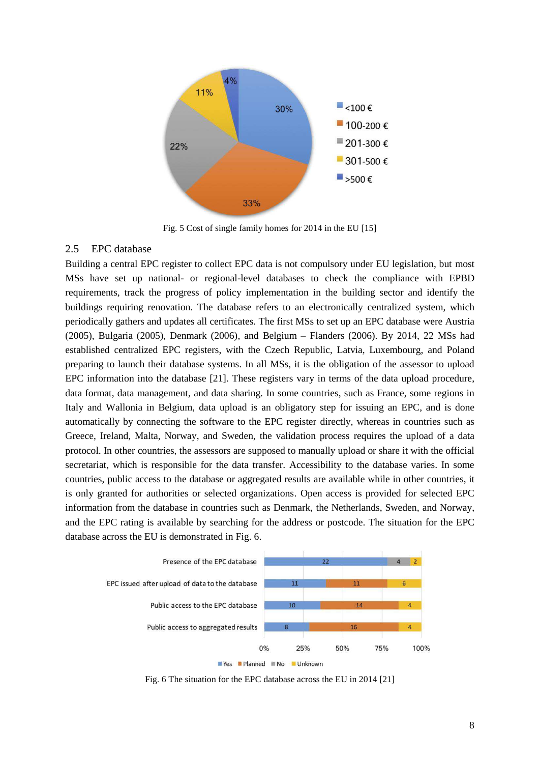4%

11%

30%

22%

33%

<100 €

100-200 €

201-300 €

301-500 €

>500 €

Fig. 5 Cost of single family homes for 2014 in the EU [15]

## 2.5 EPC database

Building a central EPC register to collect EPC data is not compulsory under EU legislation, but most MSs have set up national- or regional-level databases to check the compliance with EPBD requirements, track the progress of policy implementation in the building sector and identify the buildings requiring renovation. The database refers to an electronically centralized system, which periodically gathers and updates all certificates. The first MSs to set up an EPC database were Austria (2005), Bulgaria (2005), Denmark (2006), and Belgium – Flanders (2006). By 2014, 22 MSs had established centralized EPC registers, with the Czech Republic, Latvia, Luxembourg, and Poland preparing to launch their database systems. In all MSs, it is the obligation of the assessor to upload EPC information into the database [21]. These registers vary in terms of the data upload procedure, data format, data management, and data sharing. In some countries, such as France, some regions in Italy and Wallonia in Belgium, data upload is an obligatory step for issuing an EPC, and is done automatically by connecting the software to the EPC register directly, whereas in countries such as Greece, Ireland, Malta, Norway, and Sweden, the validation process requires the upload of a data protocol. In other countries, the assessors are supposed to manually upload or share it with the official secretariat, which is responsible for the data transfer. Accessibility to the database varies. In some countries, public access to the database or aggregated results are available while in other countries, it is only granted for authorities or selected organizations. Open access is provided for selected EPC information from the database in countries such as Denmark, the Netherlands, Sweden, and Norway, and the EPC rating is available by searching for the address or postcode. The situation for the EPC database across the EU is demonstrated in Fig. 6.

Presence of the EPC database: 22, 4, 2

EPC issued after upload of data to the database: 11, 11, 6

Public access to the EPC database: 10, 14, 4

Public access to aggregated results: 8, 16, 4

0% 25% 50% 75% 100%

Yes Planned No Unknown

Fig. 6 The situation for the EPC database across the EU in 2014 [21]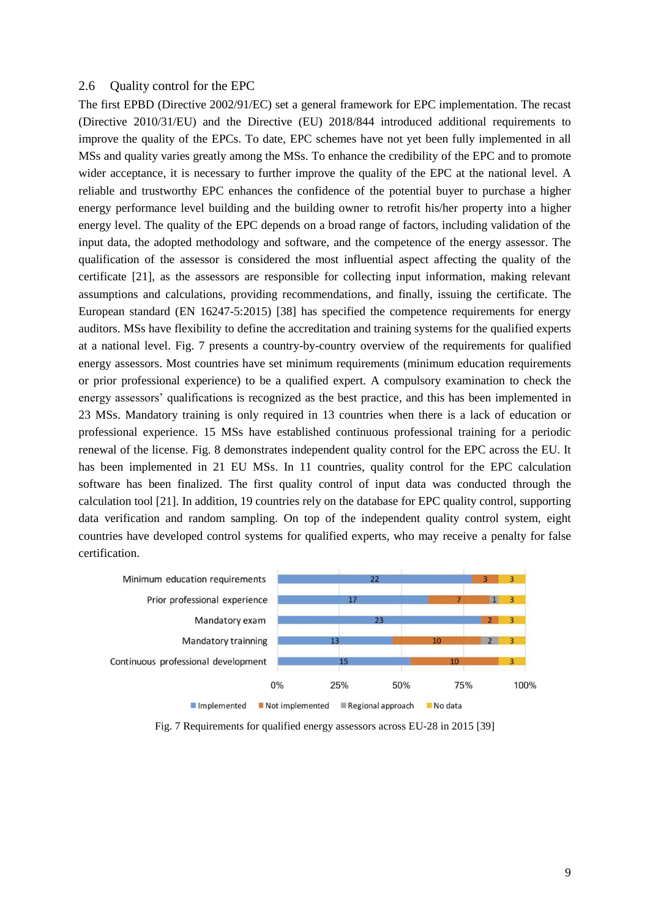## 2.6 Quality control for the EPC

The first EPBD (Directive 2002/91/EC) set a general framework for EPC implementation. The recast (Directive 2010/31/EU) and the Directive (EU) 2018/844 introduced additional requirements to improve the quality of the EPCs. To date, EPC schemes have not yet been fully implemented in all MSs and quality varies greatly among the MSs. To enhance the credibility of the EPC and to promote wider acceptance, it is necessary to further improve the quality of the EPC at the national level. A reliable and trustworthy EPC enhances the confidence of the potential buyer to purchase a higher energy performance level building and the building owner to retrofit his/her property into a higher energy level. The quality of the EPC depends on a broad range of factors, including validation of the input data, the adopted methodology and software, and the competence of the energy assessor. The qualification of the assessor is considered the most influential aspect affecting the quality of the certificate [21], as the assessors are responsible for collecting input information, making relevant assumptions and calculations, providing recommendations, and finally, issuing the certificate. The European standard (EN 16247-5:2015) [38] has specified the competence requirements for energy auditors. MSs have flexibility to define the accreditation and training systems for the qualified experts at a national level. Fig. 7 presents a country-by-country overview of the requirements for qualified energy assessors. Most countries have set minimum requirements (minimum education requirements or prior professional experience) to be a qualified expert. A compulsory examination to check the energy assessors' qualifications is recognized as the best practice, and this has been implemented in 23 MSs. Mandatory training is only required in 13 countries when there is a lack of education or professional experience. 15 MSs have established continuous professional training for a periodic renewal of the license. Fig. 8 demonstrates independent quality control for the EPC across the EU. It has been implemented in 21 EU MSs. In 11 countries, quality control for the EPC calculation software has been finalized. The first quality control of input data was conducted through the calculation tool [21]. In addition, 19 countries rely on the database for EPC quality control, supporting data verification and random sampling. On top of the independent quality control system, eight countries have developed control systems for qualified experts, who may receive a penalty for false certification.

Minimum education requirements 22 3 3
Prior professional experience 17 7 1 3
Mandatory exam 23 2 3
Mandatory trainning 13 10 2 3
Continuous professional development 15 10 3

0% 25% 50% 75% 100%

Implemented, Not implemented, Regional approach, No data

Fig. 7 Requirements for qualified energy assessors across EU-28 in 2015 [39]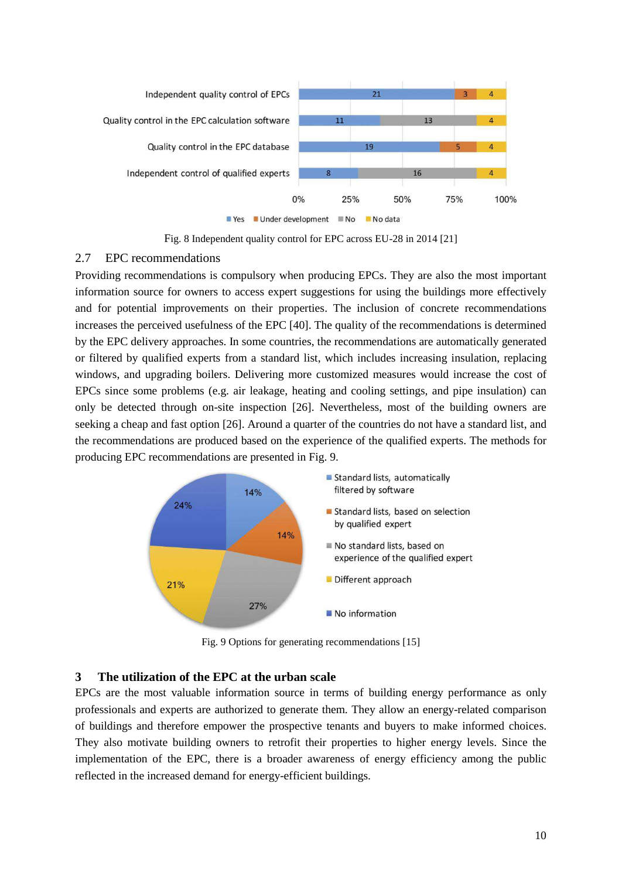Independent quality control of EPCs
21
3
4
Quality control in the EPC calculation software
11
13
4
Quality control in the EPC database
19
5
4
Independent control of qualified experts
8
16
4

0%
25%
50%
75%
100%

Yes
Under development
No
No data

Fig. 8 Independent quality control for EPC across EU-28 in 2014 [21]

## 2.7 EPC recommendations

Providing recommendations is compulsory when producing EPCs. They are also the most important information source for owners to access expert suggestions for using the buildings more effectively and for potential improvements on their properties. The inclusion of concrete recommendations increases the perceived usefulness of the EPC [40]. The quality of the recommendations is determined by the EPC delivery approaches. In some countries, the recommendations are automatically generated or filtered by qualified experts from a standard list, which includes increasing insulation, replacing windows, and upgrading boilers. Delivering more customized measures would increase the cost of EPCs since some problems (e.g. air leakage, heating and cooling settings, and pipe insulation) can only be detected through on-site inspection [26]. Nevertheless, most of the building owners are seeking a cheap and fast option [26]. Around a quarter of the countries do not have a standard list, and the recommendations are produced based on the experience of the qualified experts. The methods for producing EPC recommendations are presented in Fig. 9.

14%
14%
27%
21%
24%

Standard lists, automatically filtered by software
Standard lists, based on selection by qualified expert
No standard lists, based on experience of the qualified expert
Different approach
No information

Fig. 9 Options for generating recommendations [15]

# 3 The utilization of the EPC at the urban scale

EPCs are the most valuable information source in terms of building energy performance as only professionals and experts are authorized to generate them. They allow an energy-related comparison of buildings and therefore empower the prospective tenants and buyers to make informed choices. They also motivate building owners to retrofit their properties to higher energy levels. Since the implementation of the EPC, there is a broader awareness of energy efficiency among the public reflected in the increased demand for energy-efficient buildings.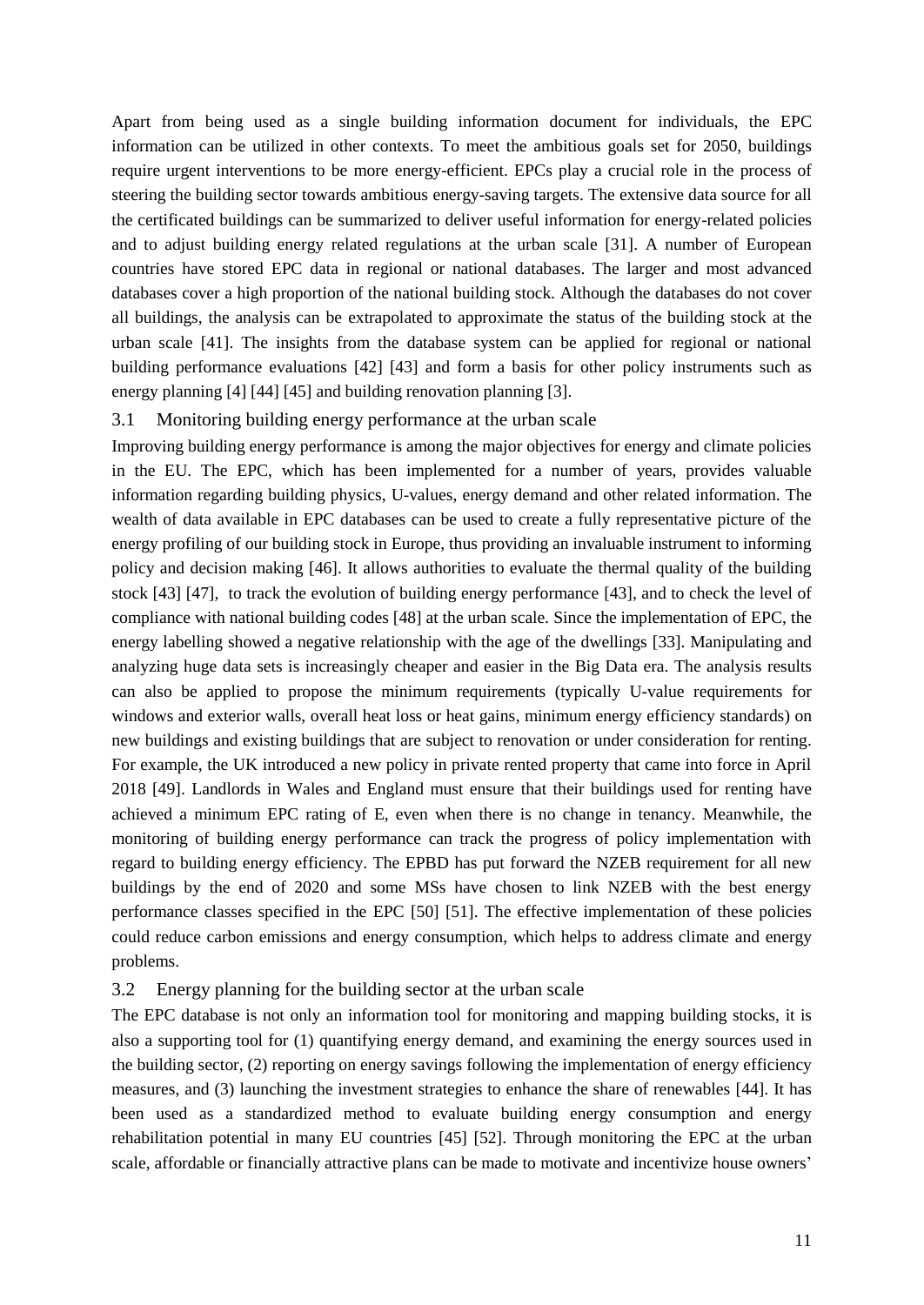Apart from being used as a single building information document for individuals, the EPC information can be utilized in other contexts. To meet the ambitious goals set for 2050, buildings require urgent interventions to be more energy-efficient. EPCs play a crucial role in the process of steering the building sector towards ambitious energy-saving targets. The extensive data source for all the certificated buildings can be summarized to deliver useful information for energy-related policies and to adjust building energy related regulations at the urban scale [31]. A number of European countries have stored EPC data in regional or national databases. The larger and most advanced databases cover a high proportion of the national building stock. Although the databases do not cover all buildings, the analysis can be extrapolated to approximate the status of the building stock at the urban scale [41]. The insights from the database system can be applied for regional or national building performance evaluations [42] [43] and form a basis for other policy instruments such as energy planning [4] [44] [45] and building renovation planning [3].

## 3.1 Monitoring building energy performance at the urban scale

Improving building energy performance is among the major objectives for energy and climate policies in the EU. The EPC, which has been implemented for a number of years, provides valuable information regarding building physics, U-values, energy demand and other related information. The wealth of data available in EPC databases can be used to create a fully representative picture of the energy profiling of our building stock in Europe, thus providing an invaluable instrument to informing policy and decision making [46]. It allows authorities to evaluate the thermal quality of the building stock [43] [47], to track the evolution of building energy performance [43], and to check the level of compliance with national building codes [48] at the urban scale. Since the implementation of EPC, the energy labelling showed a negative relationship with the age of the dwellings [33]. Manipulating and analyzing huge data sets is increasingly cheaper and easier in the Big Data era. The analysis results can also be applied to propose the minimum requirements (typically U-value requirements for windows and exterior walls, overall heat loss or heat gains, minimum energy efficiency standards) on new buildings and existing buildings that are subject to renovation or under consideration for renting. For example, the UK introduced a new policy in private rented property that came into force in April 2018 [49]. Landlords in Wales and England must ensure that their buildings used for renting have achieved a minimum EPC rating of E, even when there is no change in tenancy. Meanwhile, the monitoring of building energy performance can track the progress of policy implementation with regard to building energy efficiency. The EPBD has put forward the NZEB requirement for all new buildings by the end of 2020 and some MSs have chosen to link NZEB with the best energy performance classes specified in the EPC [50] [51]. The effective implementation of these policies could reduce carbon emissions and energy consumption, which helps to address climate and energy problems.

## 3.2 Energy planning for the building sector at the urban scale

The EPC database is not only an information tool for monitoring and mapping building stocks, it is also a supporting tool for (1) quantifying energy demand, and examining the energy sources used in the building sector, (2) reporting on energy savings following the implementation of energy efficiency measures, and (3) launching the investment strategies to enhance the share of renewables [44]. It has been used as a standardized method to evaluate building energy consumption and energy rehabilitation potential in many EU countries [45] [52]. Through monitoring the EPC at the urban scale, affordable or financially attractive plans can be made to motivate and incentivize house owners'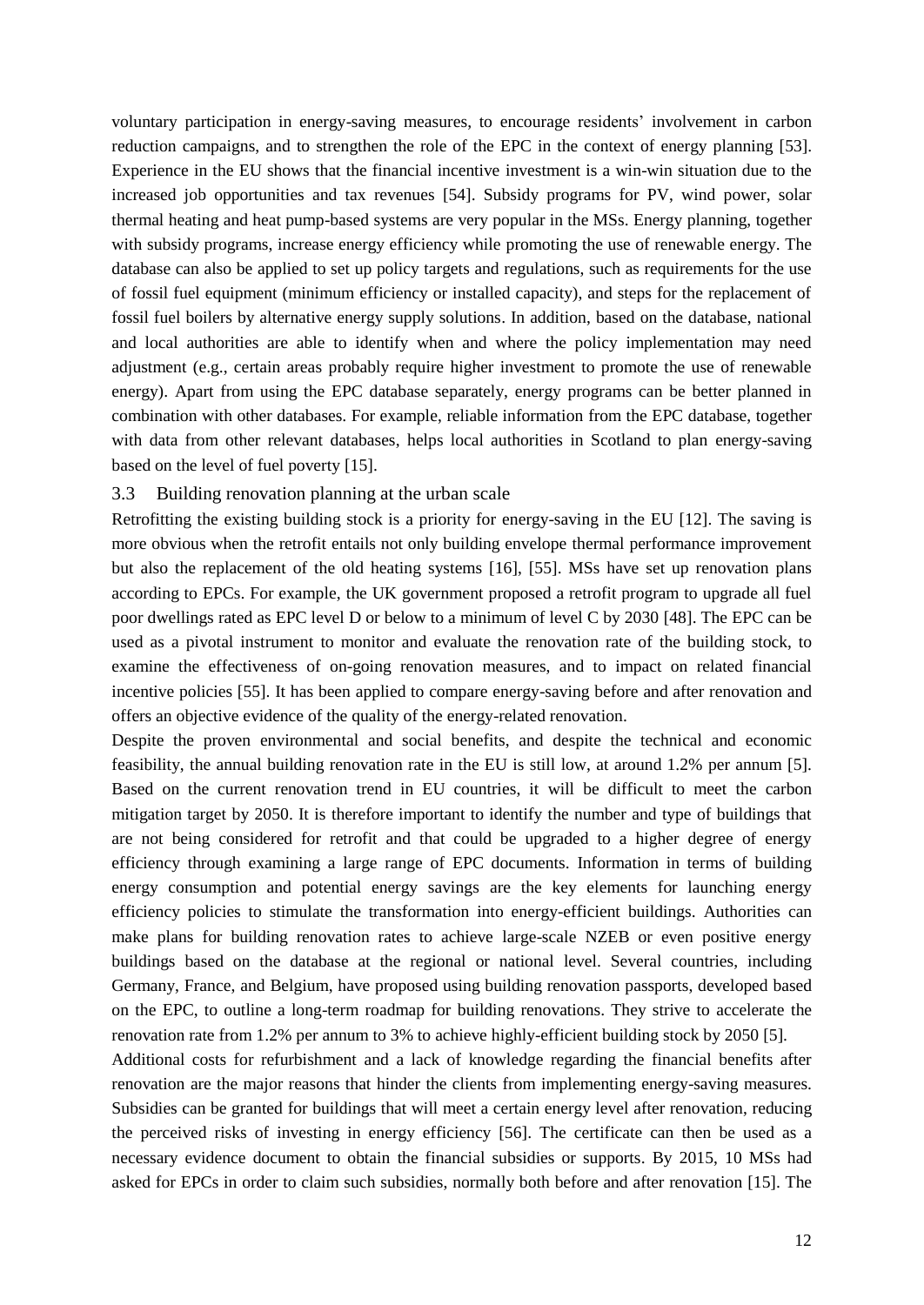voluntary participation in energy-saving measures, to encourage residents' involvement in carbon reduction campaigns, and to strengthen the role of the EPC in the context of energy planning [53]. Experience in the EU shows that the financial incentive investment is a win-win situation due to the increased job opportunities and tax revenues [54]. Subsidy programs for PV, wind power, solar thermal heating and heat pump-based systems are very popular in the MSs. Energy planning, together with subsidy programs, increase energy efficiency while promoting the use of renewable energy. The database can also be applied to set up policy targets and regulations, such as requirements for the use of fossil fuel equipment (minimum efficiency or installed capacity), and steps for the replacement of fossil fuel boilers by alternative energy supply solutions. In addition, based on the database, national and local authorities are able to identify when and where the policy implementation may need adjustment (e.g., certain areas probably require higher investment to promote the use of renewable energy). Apart from using the EPC database separately, energy programs can be better planned in combination with other databases. For example, reliable information from the EPC database, together with data from other relevant databases, helps local authorities in Scotland to plan energy-saving based on the level of fuel poverty [15].

### 3.3 Building renovation planning at the urban scale

Retrofitting the existing building stock is a priority for energy-saving in the EU [12]. The saving is more obvious when the retrofit entails not only building envelope thermal performance improvement but also the replacement of the old heating systems [16], [55]. MSs have set up renovation plans according to EPCs. For example, the UK government proposed a retrofit program to upgrade all fuel poor dwellings rated as EPC level D or below to a minimum of level C by 2030 [48]. The EPC can be used as a pivotal instrument to monitor and evaluate the renovation rate of the building stock, to examine the effectiveness of on-going renovation measures, and to impact on related financial incentive policies [55]. It has been applied to compare energy-saving before and after renovation and offers an objective evidence of the quality of the energy-related renovation.

Despite the proven environmental and social benefits, and despite the technical and economic feasibility, the annual building renovation rate in the EU is still low, at around 1.2% per annum [5]. Based on the current renovation trend in EU countries, it will be difficult to meet the carbon mitigation target by 2050. It is therefore important to identify the number and type of buildings that are not being considered for retrofit and that could be upgraded to a higher degree of energy efficiency through examining a large range of EPC documents. Information in terms of building energy consumption and potential energy savings are the key elements for launching energy efficiency policies to stimulate the transformation into energy-efficient buildings. Authorities can make plans for building renovation rates to achieve large-scale NZEB or even positive energy buildings based on the database at the regional or national level. Several countries, including Germany, France, and Belgium, have proposed using building renovation passports, developed based on the EPC, to outline a long-term roadmap for building renovations. They strive to accelerate the renovation rate from 1.2% per annum to 3% to achieve highly-efficient building stock by 2050 [5].

Additional costs for refurbishment and a lack of knowledge regarding the financial benefits after renovation are the major reasons that hinder the clients from implementing energy-saving measures. Subsidies can be granted for buildings that will meet a certain energy level after renovation, reducing the perceived risks of investing in energy efficiency [56]. The certificate can then be used as a necessary evidence document to obtain the financial subsidies or supports. By 2015, 10 MSs had asked for EPCs in order to claim such subsidies, normally both before and after renovation [15]. The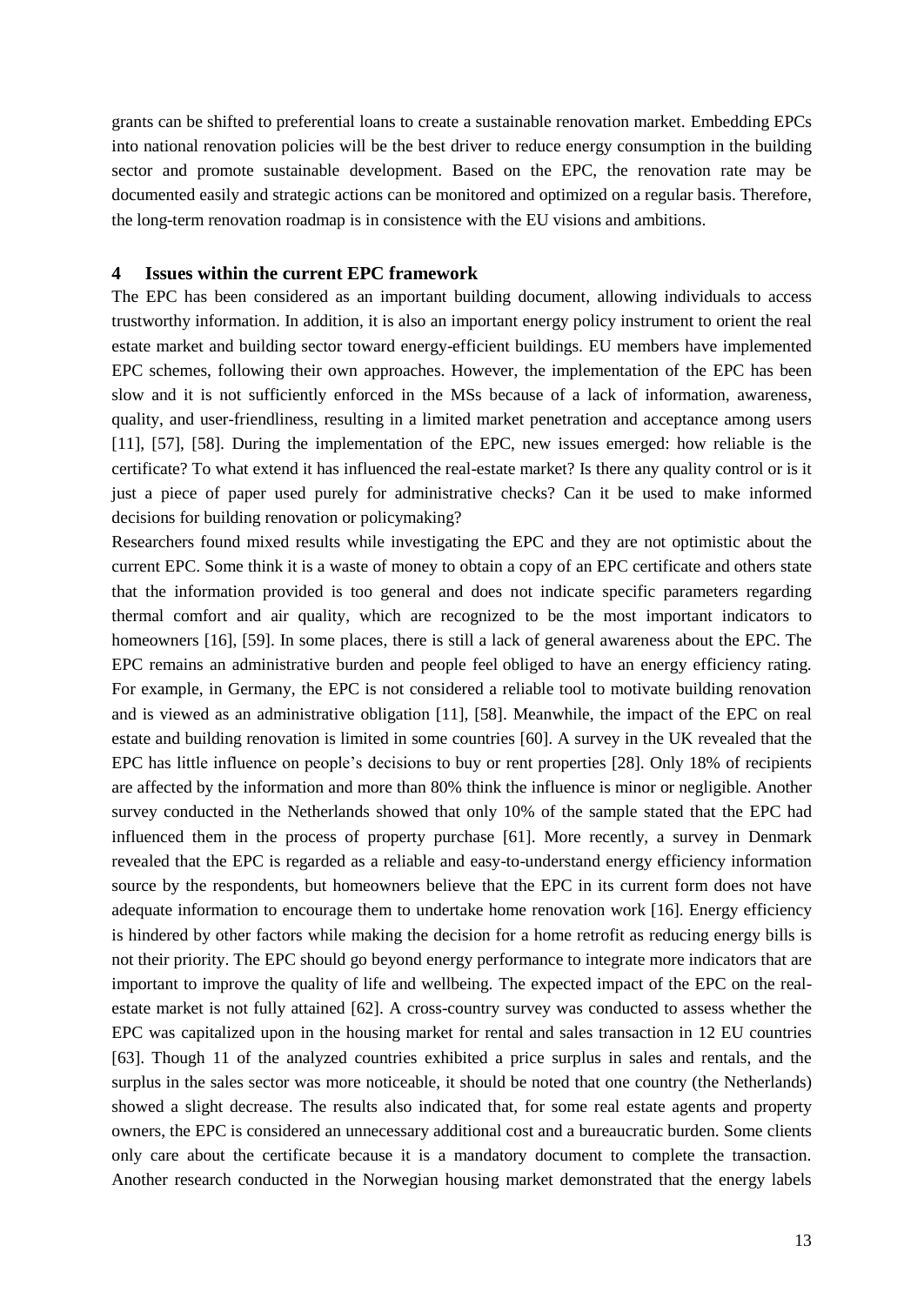grants can be shifted to preferential loans to create a sustainable renovation market. Embedding EPCs into national renovation policies will be the best driver to reduce energy consumption in the building sector and promote sustainable development. Based on the EPC, the renovation rate may be documented easily and strategic actions can be monitored and optimized on a regular basis. Therefore, the long-term renovation roadmap is in consistence with the EU visions and ambitions.

## 4 Issues within the current EPC framework

The EPC has been considered as an important building document, allowing individuals to access trustworthy information. In addition, it is also an important energy policy instrument to orient the real estate market and building sector toward energy-efficient buildings. EU members have implemented EPC schemes, following their own approaches. However, the implementation of the EPC has been slow and it is not sufficiently enforced in the MSs because of a lack of information, awareness, quality, and user-friendliness, resulting in a limited market penetration and acceptance among users [11], [57], [58]. During the implementation of the EPC, new issues emerged: how reliable is the certificate? To what extend it has influenced the real-estate market? Is there any quality control or is it just a piece of paper used purely for administrative checks? Can it be used to make informed decisions for building renovation or policymaking?

Researchers found mixed results while investigating the EPC and they are not optimistic about the current EPC. Some think it is a waste of money to obtain a copy of an EPC certificate and others state that the information provided is too general and does not indicate specific parameters regarding thermal comfort and air quality, which are recognized to be the most important indicators to homeowners [16], [59]. In some places, there is still a lack of general awareness about the EPC. The EPC remains an administrative burden and people feel obliged to have an energy efficiency rating. For example, in Germany, the EPC is not considered a reliable tool to motivate building renovation and is viewed as an administrative obligation [11], [58]. Meanwhile, the impact of the EPC on real estate and building renovation is limited in some countries [60]. A survey in the UK revealed that the EPC has little influence on people's decisions to buy or rent properties [28]. Only 18% of recipients are affected by the information and more than 80% think the influence is minor or negligible. Another survey conducted in the Netherlands showed that only 10% of the sample stated that the EPC had influenced them in the process of property purchase [61]. More recently, a survey in Denmark revealed that the EPC is regarded as a reliable and easy-to-understand energy efficiency information source by the respondents, but homeowners believe that the EPC in its current form does not have adequate information to encourage them to undertake home renovation work [16]. Energy efficiency is hindered by other factors while making the decision for a home retrofit as reducing energy bills is not their priority. The EPC should go beyond energy performance to integrate more indicators that are important to improve the quality of life and wellbeing. The expected impact of the EPC on the real-estate market is not fully attained [62]. A cross-country survey was conducted to assess whether the EPC was capitalized upon in the housing market for rental and sales transaction in 12 EU countries [63]. Though 11 of the analyzed countries exhibited a price surplus in sales and rentals, and the surplus in the sales sector was more noticeable, it should be noted that one country (the Netherlands) showed a slight decrease. The results also indicated that, for some real estate agents and property owners, the EPC is considered an unnecessary additional cost and a bureaucratic burden. Some clients only care about the certificate because it is a mandatory document to complete the transaction. Another research conducted in the Norwegian housing market demonstrated that the energy labels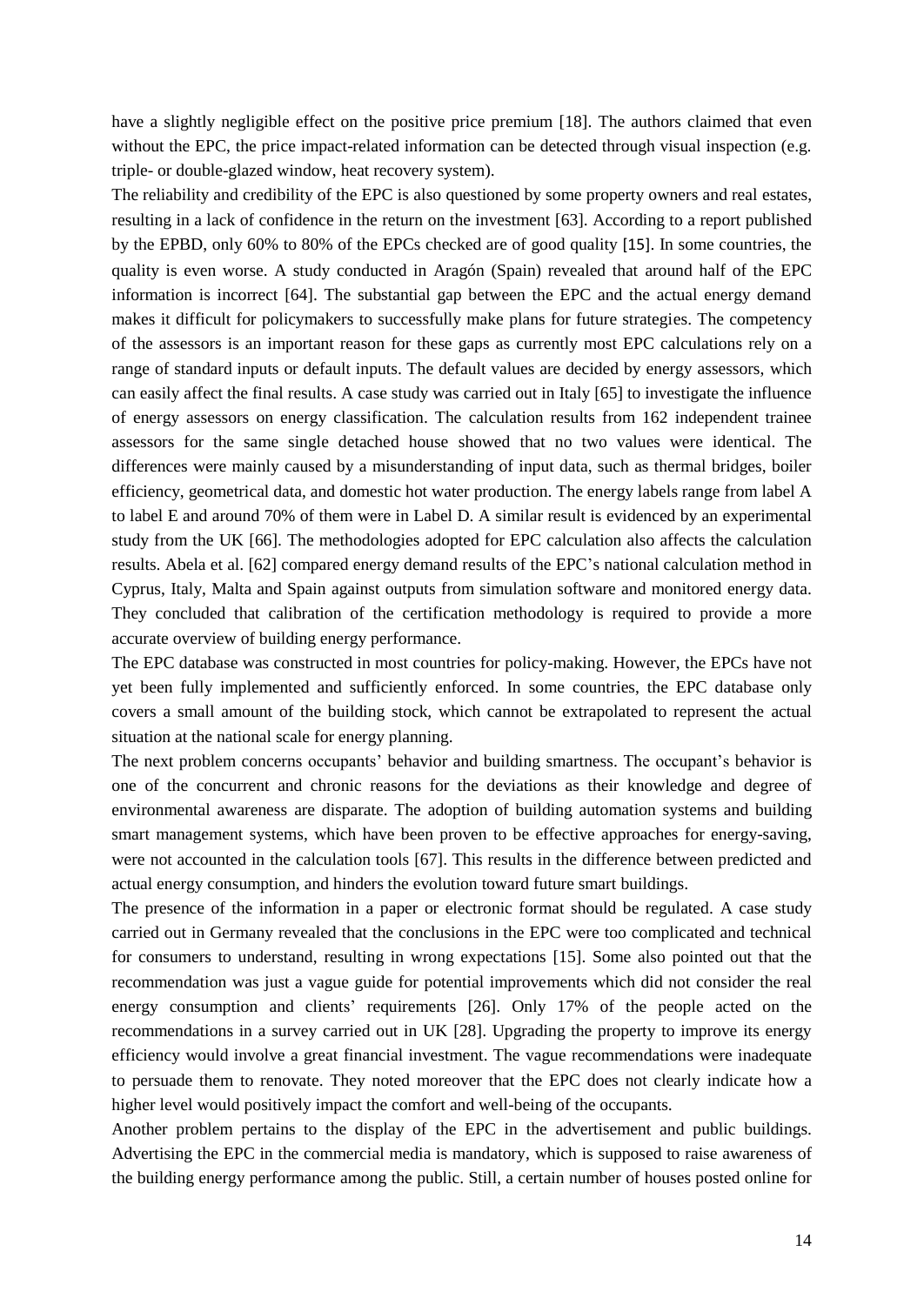have a slightly negligible effect on the positive price premium [18]. The authors claimed that even without the EPC, the price impact-related information can be detected through visual inspection (e.g. triple- or double-glazed window, heat recovery system).

The reliability and credibility of the EPC is also questioned by some property owners and real estates, resulting in a lack of confidence in the return on the investment [63]. According to a report published by the EPBD, only 60% to 80% of the EPCs checked are of good quality [15]. In some countries, the quality is even worse. A study conducted in Aragón (Spain) revealed that around half of the EPC information is incorrect [64]. The substantial gap between the EPC and the actual energy demand makes it difficult for policymakers to successfully make plans for future strategies. The competency of the assessors is an important reason for these gaps as currently most EPC calculations rely on a range of standard inputs or default inputs. The default values are decided by energy assessors, which can easily affect the final results. A case study was carried out in Italy [65] to investigate the influence of energy assessors on energy classification. The calculation results from 162 independent trainee assessors for the same single detached house showed that no two values were identical. The differences were mainly caused by a misunderstanding of input data, such as thermal bridges, boiler efficiency, geometrical data, and domestic hot water production. The energy labels range from label A to label E and around 70% of them were in Label D. A similar result is evidenced by an experimental study from the UK [66]. The methodologies adopted for EPC calculation also affects the calculation results. Abela et al. [62] compared energy demand results of the EPC's national calculation method in Cyprus, Italy, Malta and Spain against outputs from simulation software and monitored energy data. They concluded that calibration of the certification methodology is required to provide a more accurate overview of building energy performance.

The EPC database was constructed in most countries for policy-making. However, the EPCs have not yet been fully implemented and sufficiently enforced. In some countries, the EPC database only covers a small amount of the building stock, which cannot be extrapolated to represent the actual situation at the national scale for energy planning.

The next problem concerns occupants' behavior and building smartness. The occupant's behavior is one of the concurrent and chronic reasons for the deviations as their knowledge and degree of environmental awareness are disparate. The adoption of building automation systems and building smart management systems, which have been proven to be effective approaches for energy-saving, were not accounted in the calculation tools [67]. This results in the difference between predicted and actual energy consumption, and hinders the evolution toward future smart buildings.

The presence of the information in a paper or electronic format should be regulated. A case study carried out in Germany revealed that the conclusions in the EPC were too complicated and technical for consumers to understand, resulting in wrong expectations [15]. Some also pointed out that the recommendation was just a vague guide for potential improvements which did not consider the real energy consumption and clients' requirements [26]. Only 17% of the people acted on the recommendations in a survey carried out in UK [28]. Upgrading the property to improve its energy efficiency would involve a great financial investment. The vague recommendations were inadequate to persuade them to renovate. They noted moreover that the EPC does not clearly indicate how a higher level would positively impact the comfort and well-being of the occupants.

Another problem pertains to the display of the EPC in the advertisement and public buildings. Advertising the EPC in the commercial media is mandatory, which is supposed to raise awareness of the building energy performance among the public. Still, a certain number of houses posted online for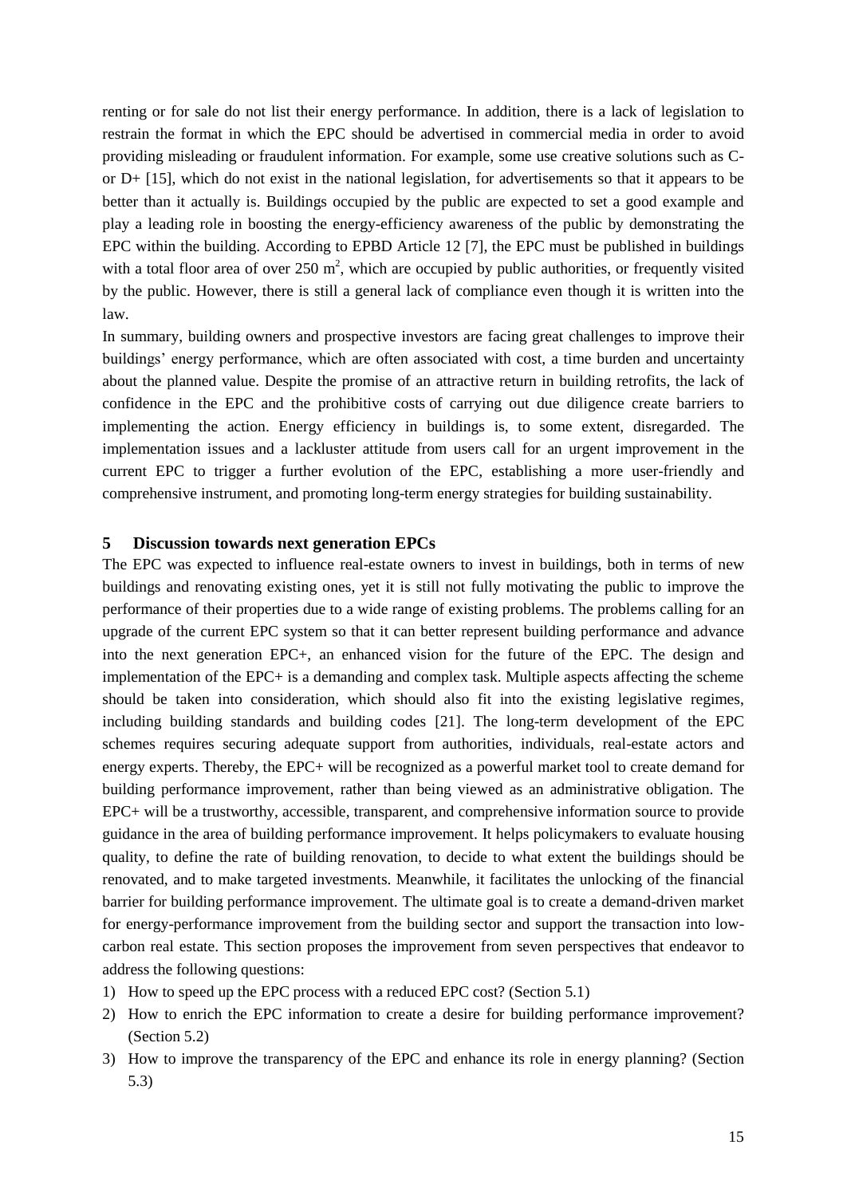renting or for sale do not list their energy performance. In addition, there is a lack of legislation to restrain the format in which the EPC should be advertised in commercial media in order to avoid providing misleading or fraudulent information. For example, some use creative solutions such as C- or D+ [15], which do not exist in the national legislation, for advertisements so that it appears to be better than it actually is. Buildings occupied by the public are expected to set a good example and play a leading role in boosting the energy-efficiency awareness of the public by demonstrating the EPC within the building. According to EPBD Article 12 [7], the EPC must be published in buildings with a total floor area of over 250 $m^2$, which are occupied by public authorities, or frequently visited by the public. However, there is still a general lack of compliance even though it is written into the law.

In summary, building owners and prospective investors are facing great challenges to improve their buildings' energy performance, which are often associated with cost, a time burden and uncertainty about the planned value. Despite the promise of an attractive return in building retrofits, the lack of confidence in the EPC and the prohibitive costs of carrying out due diligence create barriers to implementing the action. Energy efficiency in buildings is, to some extent, disregarded. The implementation issues and a lackluster attitude from users call for an urgent improvement in the current EPC to trigger a further evolution of the EPC, establishing a more user-friendly and comprehensive instrument, and promoting long-term energy strategies for building sustainability.

## 5 Discussion towards next generation EPCs

The EPC was expected to influence real-estate owners to invest in buildings, both in terms of new buildings and renovating existing ones, yet it is still not fully motivating the public to improve the performance of their properties due to a wide range of existing problems. The problems calling for an upgrade of the current EPC system so that it can better represent building performance and advance into the next generation EPC+, an enhanced vision for the future of the EPC. The design and implementation of the EPC+ is a demanding and complex task. Multiple aspects affecting the scheme should be taken into consideration, which should also fit into the existing legislative regimes, including building standards and building codes [21]. The long-term development of the EPC schemes requires securing adequate support from authorities, individuals, real-estate actors and energy experts. Thereby, the EPC+ will be recognized as a powerful market tool to create demand for building performance improvement, rather than being viewed as an administrative obligation. The EPC+ will be a trustworthy, accessible, transparent, and comprehensive information source to provide guidance in the area of building performance improvement. It helps policymakers to evaluate housing quality, to define the rate of building renovation, to decide to what extent the buildings should be renovated, and to make targeted investments. Meanwhile, it facilitates the unlocking of the financial barrier for building performance improvement. The ultimate goal is to create a demand-driven market for energy-performance improvement from the building sector and support the transaction into low-carbon real estate. This section proposes the improvement from seven perspectives that endeavor to address the following questions:

1) How to speed up the EPC process with a reduced EPC cost? (Section 5.1)
2) How to enrich the EPC information to create a desire for building performance improvement? (Section 5.2)
3) How to improve the transparency of the EPC and enhance its role in energy planning? (Section 5.3)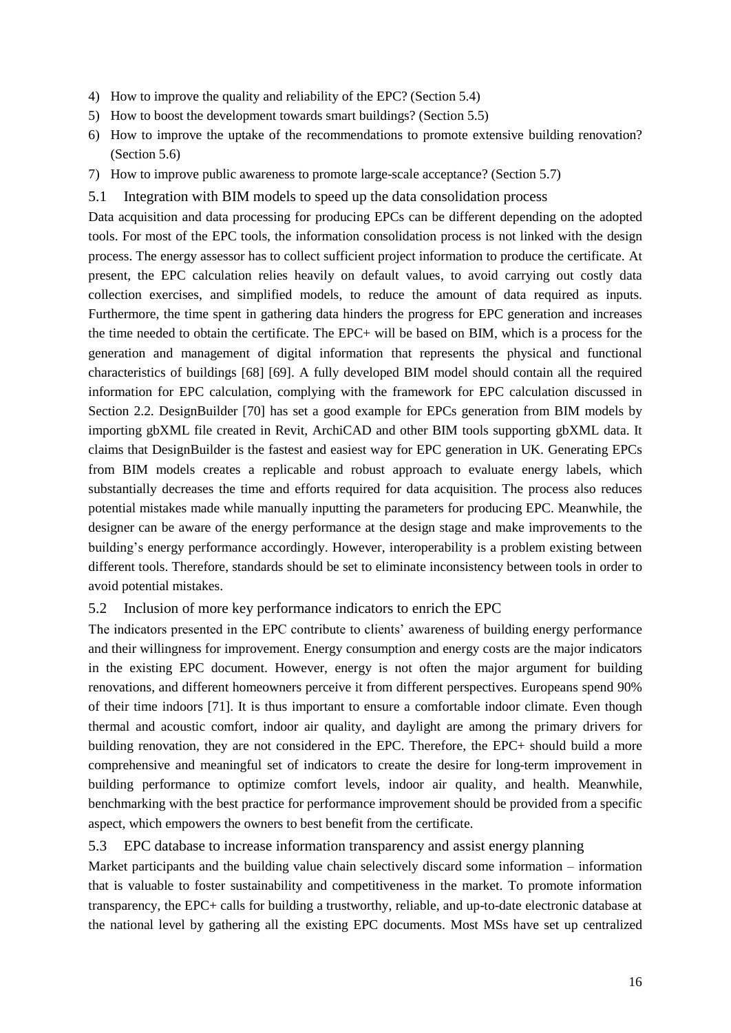4) How to improve the quality and reliability of the EPC? (Section 5.4)
5) How to boost the development towards smart buildings? (Section 5.5)
6) How to improve the uptake of the recommendations to promote extensive building renovation? (Section 5.6)
7) How to improve public awareness to promote large-scale acceptance? (Section 5.7)

## 5.1 Integration with BIM models to speed up the data consolidation process

Data acquisition and data processing for producing EPCs can be different depending on the adopted tools. For most of the EPC tools, the information consolidation process is not linked with the design process. The energy assessor has to collect sufficient project information to produce the certificate. At present, the EPC calculation relies heavily on default values, to avoid carrying out costly data collection exercises, and simplified models, to reduce the amount of data required as inputs. Furthermore, the time spent in gathering data hinders the progress for EPC generation and increases the time needed to obtain the certificate. The EPC+ will be based on BIM, which is a process for the generation and management of digital information that represents the physical and functional characteristics of buildings [68] [69]. A fully developed BIM model should contain all the required information for EPC calculation, complying with the framework for EPC calculation discussed in Section 2.2. DesignBuilder [70] has set a good example for EPCs generation from BIM models by importing gbXML file created in Revit, ArchiCAD and other BIM tools supporting gbXML data. It claims that DesignBuilder is the fastest and easiest way for EPC generation in UK. Generating EPCs from BIM models creates a replicable and robust approach to evaluate energy labels, which substantially decreases the time and efforts required for data acquisition. The process also reduces potential mistakes made while manually inputting the parameters for producing EPC. Meanwhile, the designer can be aware of the energy performance at the design stage and make improvements to the building's energy performance accordingly. However, interoperability is a problem existing between different tools. Therefore, standards should be set to eliminate inconsistency between tools in order to avoid potential mistakes.

## 5.2 Inclusion of more key performance indicators to enrich the EPC

The indicators presented in the EPC contribute to clients' awareness of building energy performance and their willingness for improvement. Energy consumption and energy costs are the major indicators in the existing EPC document. However, energy is not often the major argument for building renovations, and different homeowners perceive it from different perspectives. Europeans spend 90% of their time indoors [71]. It is thus important to ensure a comfortable indoor climate. Even though thermal and acoustic comfort, indoor air quality, and daylight are among the primary drivers for building renovation, they are not considered in the EPC. Therefore, the EPC+ should build a more comprehensive and meaningful set of indicators to create the desire for long-term improvement in building performance to optimize comfort levels, indoor air quality, and health. Meanwhile, benchmarking with the best practice for performance improvement should be provided from a specific aspect, which empowers the owners to best benefit from the certificate.

## 5.3 EPC database to increase information transparency and assist energy planning

Market participants and the building value chain selectively discard some information – information that is valuable to foster sustainability and competitiveness in the market. To promote information transparency, the EPC+ calls for building a trustworthy, reliable, and up-to-date electronic database at the national level by gathering all the existing EPC documents. Most MSs have set up centralized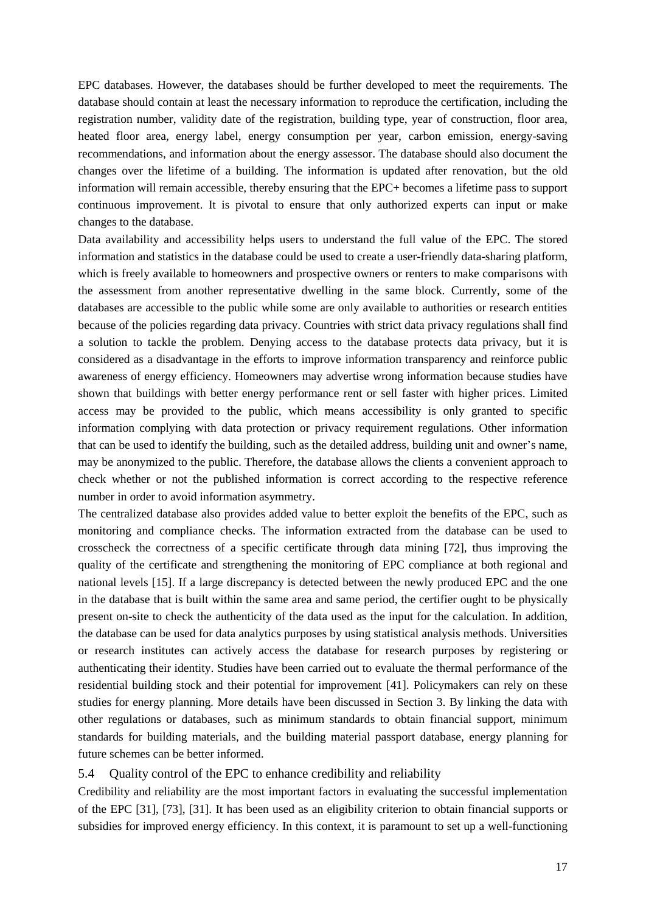EPC databases. However, the databases should be further developed to meet the requirements. The database should contain at least the necessary information to reproduce the certification, including the registration number, validity date of the registration, building type, year of construction, floor area, heated floor area, energy label, energy consumption per year, carbon emission, energy-saving recommendations, and information about the energy assessor. The database should also document the changes over the lifetime of a building. The information is updated after renovation, but the old information will remain accessible, thereby ensuring that the EPC+ becomes a lifetime pass to support continuous improvement. It is pivotal to ensure that only authorized experts can input or make changes to the database.

Data availability and accessibility helps users to understand the full value of the EPC. The stored information and statistics in the database could be used to create a user-friendly data-sharing platform, which is freely available to homeowners and prospective owners or renters to make comparisons with the assessment from another representative dwelling in the same block. Currently, some of the databases are accessible to the public while some are only available to authorities or research entities because of the policies regarding data privacy. Countries with strict data privacy regulations shall find a solution to tackle the problem. Denying access to the database protects data privacy, but it is considered as a disadvantage in the efforts to improve information transparency and reinforce public awareness of energy efficiency. Homeowners may advertise wrong information because studies have shown that buildings with better energy performance rent or sell faster with higher prices. Limited access may be provided to the public, which means accessibility is only granted to specific information complying with data protection or privacy requirement regulations. Other information that can be used to identify the building, such as the detailed address, building unit and owner's name, may be anonymized to the public. Therefore, the database allows the clients a convenient approach to check whether or not the published information is correct according to the respective reference number in order to avoid information asymmetry.

The centralized database also provides added value to better exploit the benefits of the EPC, such as monitoring and compliance checks. The information extracted from the database can be used to crosscheck the correctness of a specific certificate through data mining [72], thus improving the quality of the certificate and strengthening the monitoring of EPC compliance at both regional and national levels [15]. If a large discrepancy is detected between the newly produced EPC and the one in the database that is built within the same area and same period, the certifier ought to be physically present on-site to check the authenticity of the data used as the input for the calculation. In addition, the database can be used for data analytics purposes by using statistical analysis methods. Universities or research institutes can actively access the database for research purposes by registering or authenticating their identity. Studies have been carried out to evaluate the thermal performance of the residential building stock and their potential for improvement [41]. Policymakers can rely on these studies for energy planning. More details have been discussed in Section 3. By linking the data with other regulations or databases, such as minimum standards to obtain financial support, minimum standards for building materials, and the building material passport database, energy planning for future schemes can be better informed.

### 5.4 Quality control of the EPC to enhance credibility and reliability

Credibility and reliability are the most important factors in evaluating the successful implementation of the EPC [31], [73], [31]. It has been used as an eligibility criterion to obtain financial supports or subsidies for improved energy efficiency. In this context, it is paramount to set up a well-functioning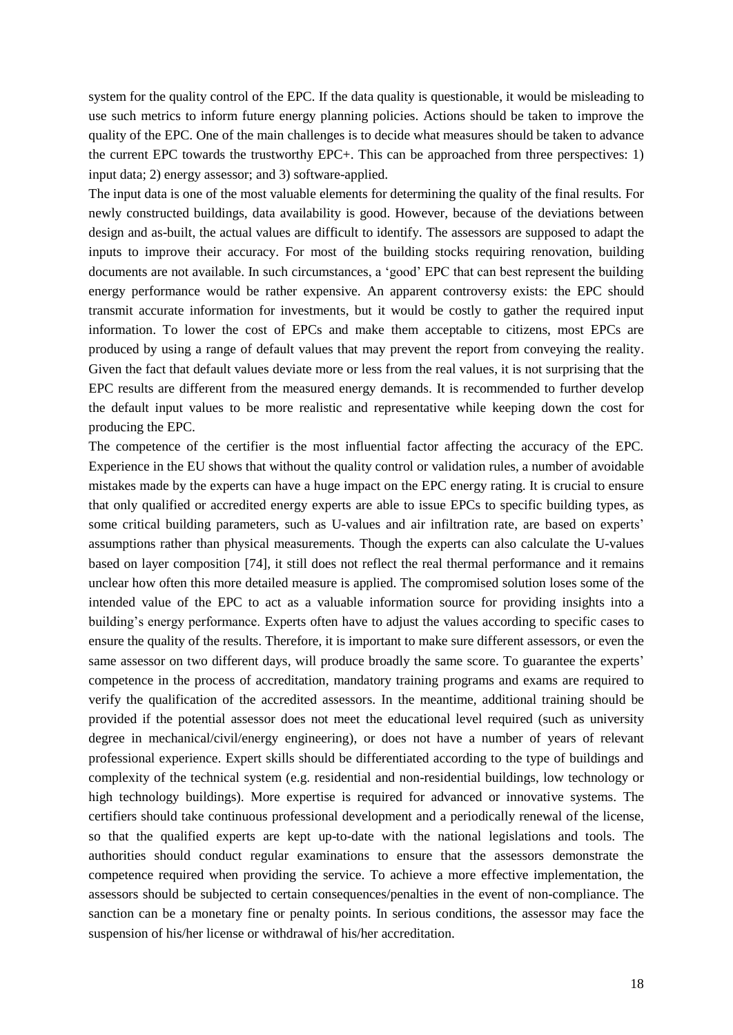system for the quality control of the EPC. If the data quality is questionable, it would be misleading to use such metrics to inform future energy planning policies. Actions should be taken to improve the quality of the EPC. One of the main challenges is to decide what measures should be taken to advance the current EPC towards the trustworthy EPC+. This can be approached from three perspectives: 1) input data; 2) energy assessor; and 3) software-applied.

The input data is one of the most valuable elements for determining the quality of the final results. For newly constructed buildings, data availability is good. However, because of the deviations between design and as-built, the actual values are difficult to identify. The assessors are supposed to adapt the inputs to improve their accuracy. For most of the building stocks requiring renovation, building documents are not available. In such circumstances, a 'good' EPC that can best represent the building energy performance would be rather expensive. An apparent controversy exists: the EPC should transmit accurate information for investments, but it would be costly to gather the required input information. To lower the cost of EPCs and make them acceptable to citizens, most EPCs are produced by using a range of default values that may prevent the report from conveying the reality. Given the fact that default values deviate more or less from the real values, it is not surprising that the EPC results are different from the measured energy demands. It is recommended to further develop the default input values to be more realistic and representative while keeping down the cost for producing the EPC.

The competence of the certifier is the most influential factor affecting the accuracy of the EPC. Experience in the EU shows that without the quality control or validation rules, a number of avoidable mistakes made by the experts can have a huge impact on the EPC energy rating. It is crucial to ensure that only qualified or accredited energy experts are able to issue EPCs to specific building types, as some critical building parameters, such as U-values and air infiltration rate, are based on experts' assumptions rather than physical measurements. Though the experts can also calculate the U-values based on layer composition [74], it still does not reflect the real thermal performance and it remains unclear how often this more detailed measure is applied. The compromised solution loses some of the intended value of the EPC to act as a valuable information source for providing insights into a building's energy performance. Experts often have to adjust the values according to specific cases to ensure the quality of the results. Therefore, it is important to make sure different assessors, or even the same assessor on two different days, will produce broadly the same score. To guarantee the experts' competence in the process of accreditation, mandatory training programs and exams are required to verify the qualification of the accredited assessors. In the meantime, additional training should be provided if the potential assessor does not meet the educational level required (such as university degree in mechanical/civil/energy engineering), or does not have a number of years of relevant professional experience. Expert skills should be differentiated according to the type of buildings and complexity of the technical system (e.g. residential and non-residential buildings, low technology or high technology buildings). More expertise is required for advanced or innovative systems. The certifiers should take continuous professional development and a periodically renewal of the license, so that the qualified experts are kept up-to-date with the national legislations and tools. The authorities should conduct regular examinations to ensure that the assessors demonstrate the competence required when providing the service. To achieve a more effective implementation, the assessors should be subjected to certain consequences/penalties in the event of non-compliance. The sanction can be a monetary fine or penalty points. In serious conditions, the assessor may face the suspension of his/her license or withdrawal of his/her accreditation.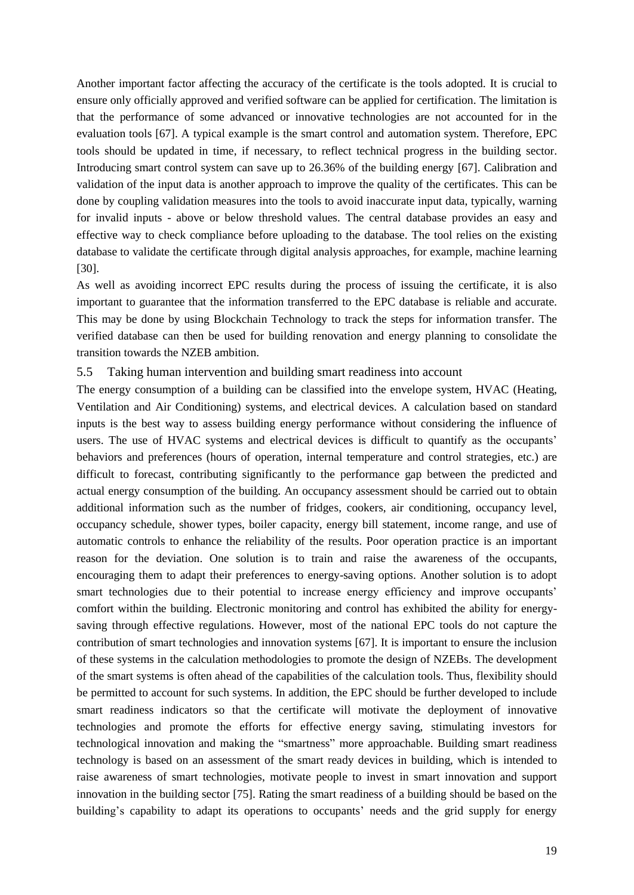Another important factor affecting the accuracy of the certificate is the tools adopted. It is crucial to ensure only officially approved and verified software can be applied for certification. The limitation is that the performance of some advanced or innovative technologies are not accounted for in the evaluation tools [67]. A typical example is the smart control and automation system. Therefore, EPC tools should be updated in time, if necessary, to reflect technical progress in the building sector. Introducing smart control system can save up to 26.36% of the building energy [67]. Calibration and validation of the input data is another approach to improve the quality of the certificates. This can be done by coupling validation measures into the tools to avoid inaccurate input data, typically, warning for invalid inputs - above or below threshold values. The central database provides an easy and effective way to check compliance before uploading to the database. The tool relies on the existing database to validate the certificate through digital analysis approaches, for example, machine learning [30].

As well as avoiding incorrect EPC results during the process of issuing the certificate, it is also important to guarantee that the information transferred to the EPC database is reliable and accurate. This may be done by using Blockchain Technology to track the steps for information transfer. The verified database can then be used for building renovation and energy planning to consolidate the transition towards the NZEB ambition.

### 5.5 Taking human intervention and building smart readiness into account

The energy consumption of a building can be classified into the envelope system, HVAC (Heating, Ventilation and Air Conditioning) systems, and electrical devices. A calculation based on standard inputs is the best way to assess building energy performance without considering the influence of users. The use of HVAC systems and electrical devices is difficult to quantify as the occupants' behaviors and preferences (hours of operation, internal temperature and control strategies, etc.) are difficult to forecast, contributing significantly to the performance gap between the predicted and actual energy consumption of the building. An occupancy assessment should be carried out to obtain additional information such as the number of fridges, cookers, air conditioning, occupancy level, occupancy schedule, shower types, boiler capacity, energy bill statement, income range, and use of automatic controls to enhance the reliability of the results. Poor operation practice is an important reason for the deviation. One solution is to train and raise the awareness of the occupants, encouraging them to adapt their preferences to energy-saving options. Another solution is to adopt smart technologies due to their potential to increase energy efficiency and improve occupants' comfort within the building. Electronic monitoring and control has exhibited the ability for energy-saving through effective regulations. However, most of the national EPC tools do not capture the contribution of smart technologies and innovation systems [67]. It is important to ensure the inclusion of these systems in the calculation methodologies to promote the design of NZEBs. The development of the smart systems is often ahead of the capabilities of the calculation tools. Thus, flexibility should be permitted to account for such systems. In addition, the EPC should be further developed to include smart readiness indicators so that the certificate will motivate the deployment of innovative technologies and promote the efforts for effective energy saving, stimulating investors for technological innovation and making the "smartness" more approachable. Building smart readiness technology is based on an assessment of the smart ready devices in building, which is intended to raise awareness of smart technologies, motivate people to invest in smart innovation and support innovation in the building sector [75]. Rating the smart readiness of a building should be based on the building's capability to adapt its operations to occupants' needs and the grid supply for energy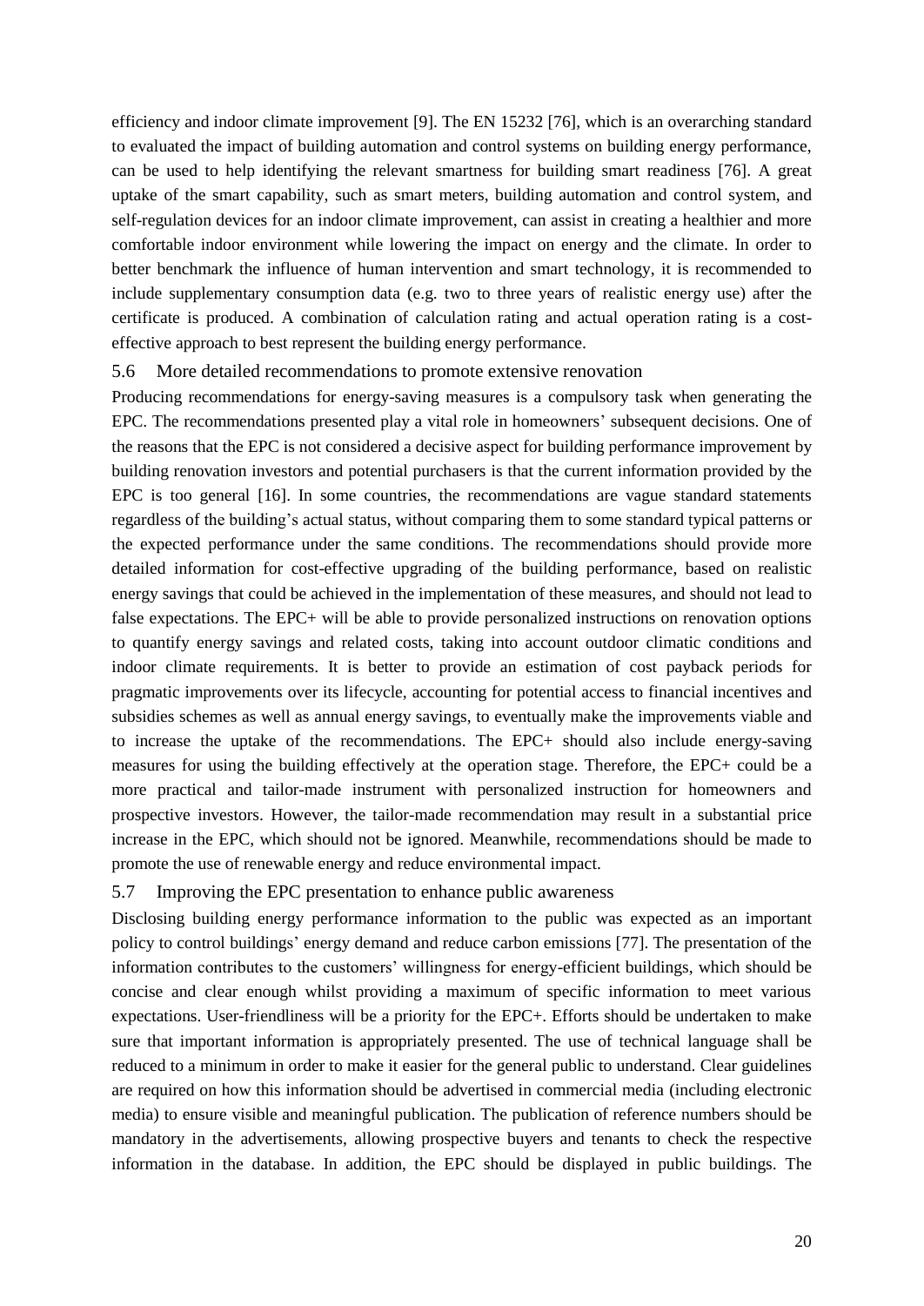efficiency and indoor climate improvement [9]. The EN 15232 [76], which is an overarching standard to evaluated the impact of building automation and control systems on building energy performance, can be used to help identifying the relevant smartness for building smart readiness [76]. A great uptake of the smart capability, such as smart meters, building automation and control system, and self-regulation devices for an indoor climate improvement, can assist in creating a healthier and more comfortable indoor environment while lowering the impact on energy and the climate. In order to better benchmark the influence of human intervention and smart technology, it is recommended to include supplementary consumption data (e.g. two to three years of realistic energy use) after the certificate is produced. A combination of calculation rating and actual operation rating is a cost-effective approach to best represent the building energy performance.

### 5.6 More detailed recommendations to promote extensive renovation

Producing recommendations for energy-saving measures is a compulsory task when generating the EPC. The recommendations presented play a vital role in homeowners' subsequent decisions. One of the reasons that the EPC is not considered a decisive aspect for building performance improvement by building renovation investors and potential purchasers is that the current information provided by the EPC is too general [16]. In some countries, the recommendations are vague standard statements regardless of the building's actual status, without comparing them to some standard typical patterns or the expected performance under the same conditions. The recommendations should provide more detailed information for cost-effective upgrading of the building performance, based on realistic energy savings that could be achieved in the implementation of these measures, and should not lead to false expectations. The EPC+ will be able to provide personalized instructions on renovation options to quantify energy savings and related costs, taking into account outdoor climatic conditions and indoor climate requirements. It is better to provide an estimation of cost payback periods for pragmatic improvements over its lifecycle, accounting for potential access to financial incentives and subsidies schemes as well as annual energy savings, to eventually make the improvements viable and to increase the uptake of the recommendations. The EPC+ should also include energy-saving measures for using the building effectively at the operation stage. Therefore, the EPC+ could be a more practical and tailor-made instrument with personalized instruction for homeowners and prospective investors. However, the tailor-made recommendation may result in a substantial price increase in the EPC, which should not be ignored. Meanwhile, recommendations should be made to promote the use of renewable energy and reduce environmental impact.

### 5.7 Improving the EPC presentation to enhance public awareness

Disclosing building energy performance information to the public was expected as an important policy to control buildings' energy demand and reduce carbon emissions [77]. The presentation of the information contributes to the customers' willingness for energy-efficient buildings, which should be concise and clear enough whilst providing a maximum of specific information to meet various expectations. User-friendliness will be a priority for the EPC+. Efforts should be undertaken to make sure that important information is appropriately presented. The use of technical language shall be reduced to a minimum in order to make it easier for the general public to understand. Clear guidelines are required on how this information should be advertised in commercial media (including electronic media) to ensure visible and meaningful publication. The publication of reference numbers should be mandatory in the advertisements, allowing prospective buyers and tenants to check the respective information in the database. In addition, the EPC should be displayed in public buildings. The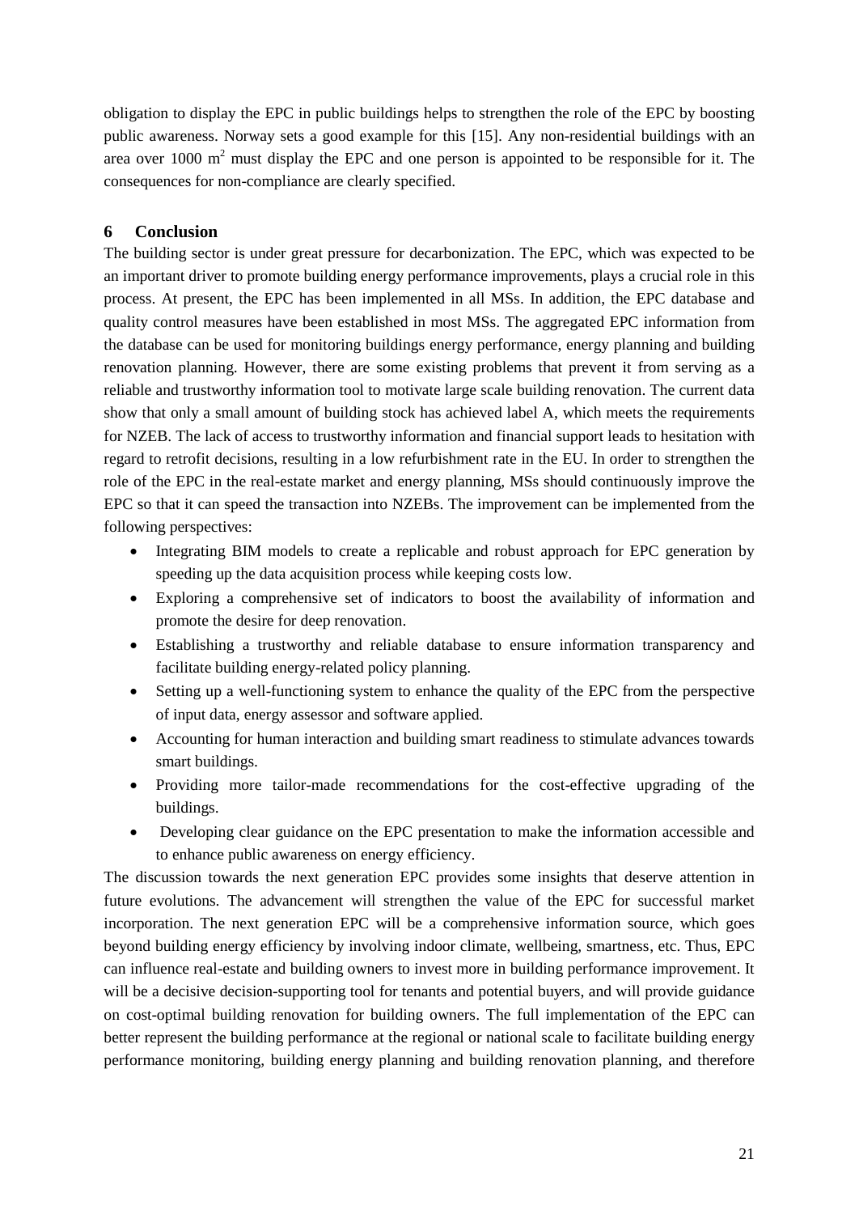obligation to display the EPC in public buildings helps to strengthen the role of the EPC by boosting public awareness. Norway sets a good example for this [15]. Any non-residential buildings with an area over 1000 $m^2$ must display the EPC and one person is appointed to be responsible for it. The consequences for non-compliance are clearly specified.

## 6 Conclusion

The building sector is under great pressure for decarbonization. The EPC, which was expected to be an important driver to promote building energy performance improvements, plays a crucial role in this process. At present, the EPC has been implemented in all MSs. In addition, the EPC database and quality control measures have been established in most MSs. The aggregated EPC information from the database can be used for monitoring buildings energy performance, energy planning and building renovation planning. However, there are some existing problems that prevent it from serving as a reliable and trustworthy information tool to motivate large scale building renovation. The current data show that only a small amount of building stock has achieved label A, which meets the requirements for NZEB. The lack of access to trustworthy information and financial support leads to hesitation with regard to retrofit decisions, resulting in a low refurbishment rate in the EU. In order to strengthen the role of the EPC in the real-estate market and energy planning, MSs should continuously improve the EPC so that it can speed the transaction into NZEBs. The improvement can be implemented from the following perspectives:

- Integrating BIM models to create a replicable and robust approach for EPC generation by speeding up the data acquisition process while keeping costs low.
- Exploring a comprehensive set of indicators to boost the availability of information and promote the desire for deep renovation.
- Establishing a trustworthy and reliable database to ensure information transparency and facilitate building energy-related policy planning.
- Setting up a well-functioning system to enhance the quality of the EPC from the perspective of input data, energy assessor and software applied.
- Accounting for human interaction and building smart readiness to stimulate advances towards smart buildings.
- Providing more tailor-made recommendations for the cost-effective upgrading of the buildings.
- Developing clear guidance on the EPC presentation to make the information accessible and to enhance public awareness on energy efficiency.

The discussion towards the next generation EPC provides some insights that deserve attention in future evolutions. The advancement will strengthen the value of the EPC for successful market incorporation. The next generation EPC will be a comprehensive information source, which goes beyond building energy efficiency by involving indoor climate, wellbeing, smartness, etc. Thus, EPC can influence real-estate and building owners to invest more in building performance improvement. It will be a decisive decision-supporting tool for tenants and potential buyers, and will provide guidance on cost-optimal building renovation for building owners. The full implementation of the EPC can better represent the building performance at the regional or national scale to facilitate building energy performance monitoring, building energy planning and building renovation planning, and therefore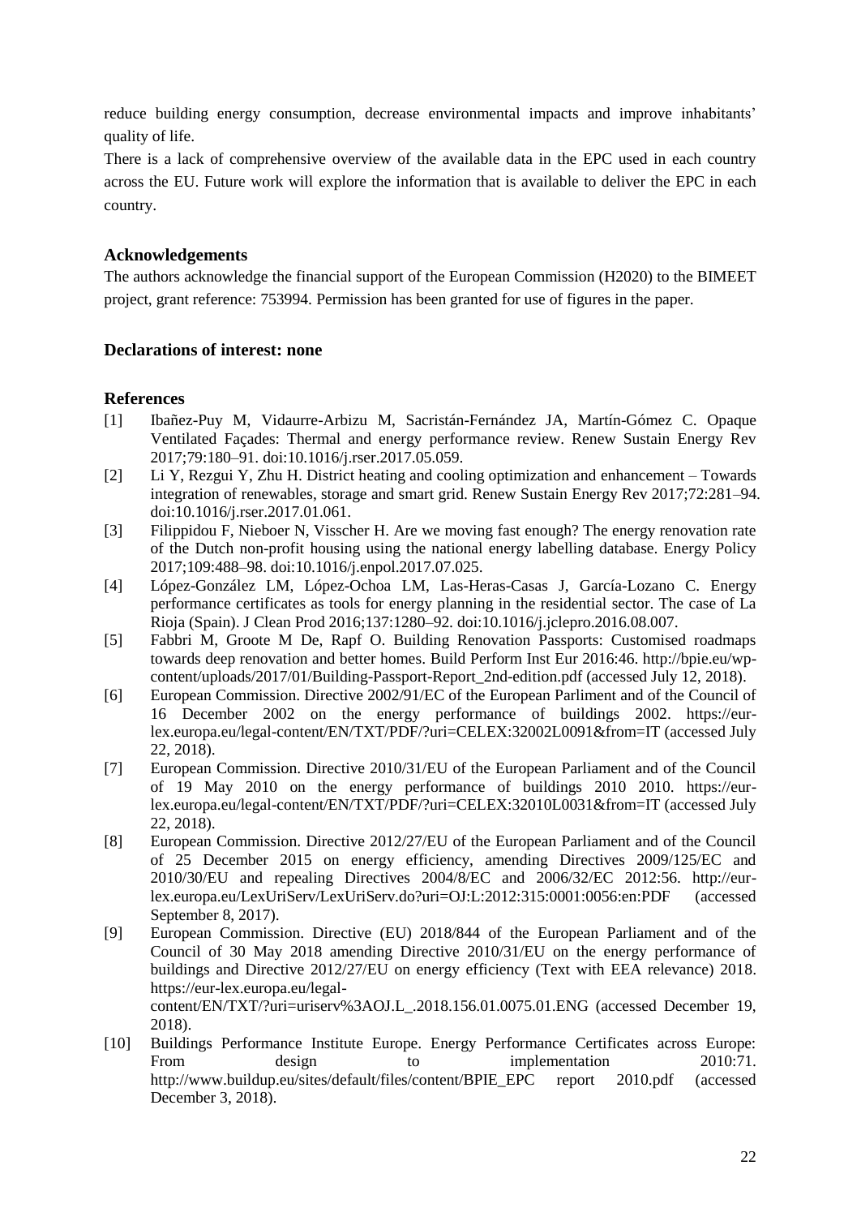reduce building energy consumption, decrease environmental impacts and improve inhabitants' quality of life.

There is a lack of comprehensive overview of the available data in the EPC used in each country across the EU. Future work will explore the information that is available to deliver the EPC in each country.

## Acknowledgements

The authors acknowledge the financial support of the European Commission (H2020) to the BIMEET project, grant reference: 753994. Permission has been granted for use of figures in the paper.

## Declarations of interest: none

## References

[1] Ibañez-Puy M, Vidaurre-Arbizu M, Sacristán-Fernández JA, Martín-Gómez C. Opaque Ventilated Façades: Thermal and energy performance review. Renew Sustain Energy Rev 2017;79:180–91. doi:10.1016/j.rser.2017.05.059.

[2] Li Y, Rezgui Y, Zhu H. District heating and cooling optimization and enhancement – Towards integration of renewables, storage and smart grid. Renew Sustain Energy Rev 2017;72:281–94. doi:10.1016/j.rser.2017.01.061.

[3] Filippidou F, Nieboer N, Visscher H. Are we moving fast enough? The energy renovation rate of the Dutch non-profit housing using the national energy labelling database. Energy Policy 2017;109:488–98. doi:10.1016/j.enpol.2017.07.025.

[4] López-González LM, López-Ochoa LM, Las-Heras-Casas J, García-Lozano C. Energy performance certificates as tools for energy planning in the residential sector. The case of La Rioja (Spain). J Clean Prod 2016;137:1280–92. doi:10.1016/j.jclepro.2016.08.007.

[5] Fabbri M, Groote M De, Rapf O. Building Renovation Passports: Customised roadmaps towards deep renovation and better homes. Build Perform Inst Eur 2016:46. http://bpie.eu/wp-content/uploads/2017/01/Building-Passport-Report_2nd-edition.pdf (accessed July 12, 2018).

[6] European Commission. Directive 2002/91/EC of the European Parliment and of the Council of 16 December 2002 on the energy performance of buildings 2002. https://eur-lex.europa.eu/legal-content/EN/TXT/PDF/?uri=CELEX:32002L0091&from=IT (accessed July 22, 2018).

[7] European Commission. Directive 2010/31/EU of the European Parliament and of the Council of 19 May 2010 on the energy performance of buildings 2010 2010. https://eur-lex.europa.eu/legal-content/EN/TXT/PDF/?uri=CELEX:32010L0031&from=IT (accessed July 22, 2018).

[8] European Commission. Directive 2012/27/EU of the European Parliament and of the Council of 25 December 2015 on energy efficiency, amending Directives 2009/125/EC and 2010/30/EU and repealing Directives 2004/8/EC and 2006/32/EC 2012:56. http://eur-lex.europa.eu/LexUriServ/LexUriServ.do?uri=OJ:L:2012:315:0001:0056:en:PDF (accessed September 8, 2017).

[9] European Commission. Directive (EU) 2018/844 of the European Parliament and of the Council of 30 May 2018 amending Directive 2010/31/EU on the energy performance of buildings and Directive 2012/27/EU on energy efficiency (Text with EEA relevance) 2018. https://eur-lex.europa.eu/legal-content/EN/TXT/?uri=uriserv%3AOJ.L_.2018.156.01.0075.01.ENG (accessed December 19, 2018).

[10] Buildings Performance Institute Europe. Energy Performance Certificates across Europe: From design to implementation 2010:71. http://www.buildup.eu/sites/default/files/content/BPIE_EPC report 2010.pdf (accessed December 3, 2018).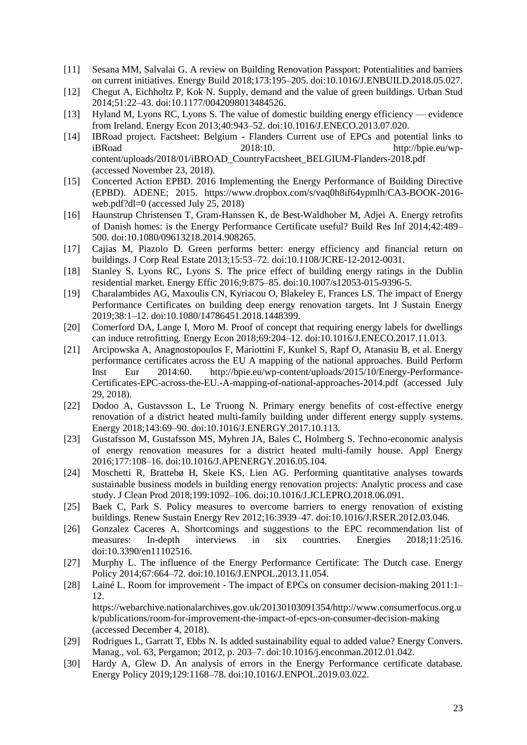[11] Sesana MM, Salvalai G. A review on Building Renovation Passport: Potentialities and barriers on current initiatives. Energy Build 2018;173:195–205. doi:10.1016/J.ENBUILD.2018.05.027.

[12] Chegut A, Eichholtz P, Kok N. Supply, demand and the value of green buildings. Urban Stud 2014;51:22–43. doi:10.1177/0042098013484526.

[13] Hyland M, Lyons RC, Lyons S. The value of domestic building energy efficiency — evidence from Ireland. Energy Econ 2013;40:943–52. doi:10.1016/J.ENECO.2013.07.020.

[14] IBRoad project. Factsheet: Belgium - Flanders Current use of EPCs and potential links to iBRoad 2018:10. http://bpie.eu/wp-content/uploads/2018/01/iBROAD_CountryFactsheet_BELGIUM-Flanders-2018.pdf (accessed November 23, 2018).

[15] Concerted Action EPBD. 2016 Implementing the Energy Performance of Building Directive (EPBD). ADENE; 2015. https://www.dropbox.com/s/vaq0h8if64ypmlh/CA3-BOOK-2016-web.pdf?dl=0 (accessed July 25, 2018)

[16] Haunstrup Christensen T, Gram-Hanssen K, de Best-Waldhober M, Adjei A. Energy retrofits of Danish homes: is the Energy Performance Certificate useful? Build Res Inf 2014;42:489–500. doi:10.1080/09613218.2014.908265.

[17] Cajias M, Piazolo D. Green performs better: energy efficiency and financial return on buildings. J Corp Real Estate 2013;15:53–72. doi:10.1108/JCRE-12-2012-0031.

[18] Stanley S, Lyons RC, Lyons S. The price effect of building energy ratings in the Dublin residential market. Energy Effic 2016;9:875–85. doi:10.1007/s12053-015-9396-5.

[19] Charalambides AG, Maxoulis CN, Kyriacou O, Blakeley E, Frances LS. The impact of Energy Performance Certificates on building deep energy renovation targets. Int J Sustain Energy 2019;38:1–12. doi:10.1080/14786451.2018.1448399.

[20] Comerford DA, Lange I, Moro M. Proof of concept that requiring energy labels for dwellings can induce retrofitting. Energy Econ 2018;69:204–12. doi:10.1016/J.ENECO.2017.11.013.

[21] Arcipowska A, Anagnostopoulos F, Mariottini F, Kunkel S, Rapf O, Atanasiu B, et al. Energy performance certificates across the EU A mapping of the national approaches. Build Perform Inst Eur 2014:60. http://bpie.eu/wp-content/uploads/2015/10/Energy-Performance-Certificates-EPC-across-the-EU.-A-mapping-of-national-approaches-2014.pdf (accessed July 29, 2018).

[22] Dodoo A, Gustavsson L, Le Truong N. Primary energy benefits of cost-effective energy renovation of a district heated multi-family building under different energy supply systems. Energy 2018;143:69–90. doi:10.1016/J.ENERGY.2017.10.113.

[23] Gustafsson M, Gustafsson MS, Myhren JA, Bales C, Holmberg S. Techno-economic analysis of energy renovation measures for a district heated multi-family house. Appl Energy 2016;177:108–16. doi:10.1016/J.APENERGY.2016.05.104.

[24] Moschetti R, Brattebø H, Skeie KS, Lien AG. Performing quantitative analyses towards sustainable business models in building energy renovation projects: Analytic process and case study. J Clean Prod 2018;199:1092–106. doi:10.1016/J.JCLEPRO.2018.06.091.

[25] Baek C, Park S. Policy measures to overcome barriers to energy renovation of existing buildings. Renew Sustain Energy Rev 2012;16:3939–47. doi:10.1016/J.RSER.2012.03.046.

[26] Gonzalez Caceres A. Shortcomings and suggestions to the EPC recommendation list of measures: In-depth interviews in six countries. Energies 2018;11:2516. doi:10.3390/en11102516.

[27] Murphy L. The influence of the Energy Performance Certificate: The Dutch case. Energy Policy 2014;67:664–72. doi:10.1016/J.ENPOL.2013.11.054.

[28] Lainé L. Room for improvement - The impact of EPCs on consumer decision-making 2011:1–12. https://webarchive.nationalarchives.gov.uk/20130103091354/http://www.consumerfocus.org.uk/publications/room-for-improvement-the-impact-of-epcs-on-consumer-decision-making (accessed December 4, 2018).

[29] Rodrigues L, Garratt T, Ebbs N. Is added sustainability equal to added value? Energy Convers. Manag., vol. 63, Pergamon; 2012, p. 203–7. doi:10.1016/j.enconman.2012.01.042.

[30] Hardy A, Glew D. An analysis of errors in the Energy Performance certificate database. Energy Policy 2019;129:1168–78. doi:10.1016/J.ENPOL.2019.03.022.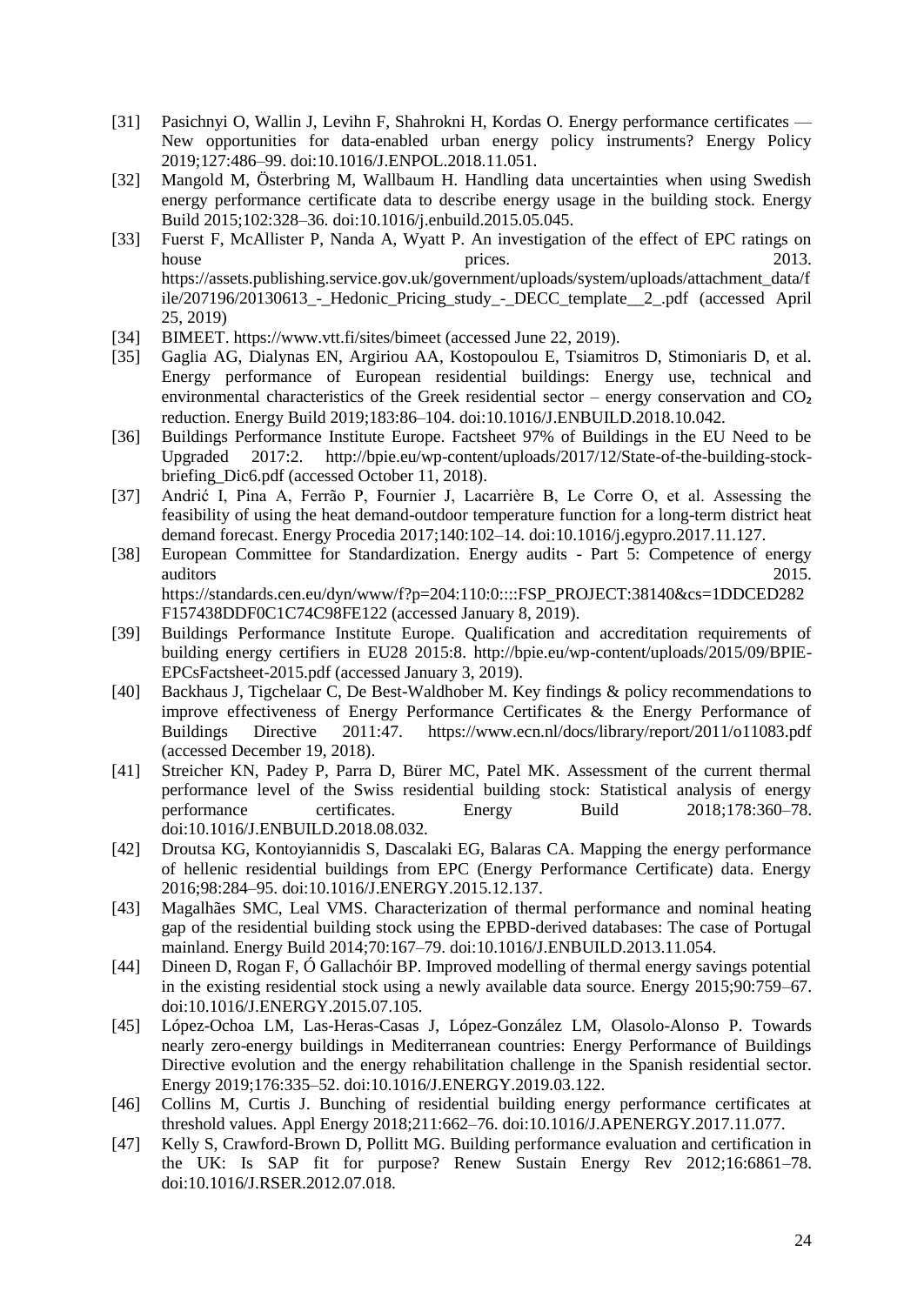[31] Pasichnyi O, Wallin J, Levihn F, Shahrokni H, Kordas O. Energy performance certificates — New opportunities for data-enabled urban energy policy instruments? Energy Policy 2019;127:486–99. doi:10.1016/J.ENPOL.2018.11.051.

[32] Mangold M, Österbring M, Wallbaum H. Handling data uncertainties when using Swedish energy performance certificate data to describe energy usage in the building stock. Energy Build 2015;102:328–36. doi:10.1016/j.enbuild.2015.05.045.

[33] Fuerst F, McAllister P, Nanda A, Wyatt P. An investigation of the effect of EPC ratings on house prices. 2013. https://assets.publishing.service.gov.uk/government/uploads/system/uploads/attachment_data/file/207196/20130613_-_Hedonic_Pricing_study_-_DECC_template__2_.pdf (accessed April 25, 2019)

[34] BIMEET. https://www.vtt.fi/sites/bimeet (accessed June 22, 2019).

[35] Gaglia AG, Dialynas EN, Argiriou AA, Kostopoulou E, Tsiamitros D, Stimoniaris D, et al. Energy performance of European residential buildings: Energy use, technical and environmental characteristics of the Greek residential sector – energy conservation and $CO_2$ reduction. Energy Build 2019;183:86–104. doi:10.1016/J.ENBUILD.2018.10.042.

[36] Buildings Performance Institute Europe. Factsheet 97% of Buildings in the EU Need to be Upgraded 2017:2. http://bpie.eu/wp-content/uploads/2017/12/State-of-the-building-stock-briefing_Dic6.pdf (accessed October 11, 2018).

[37] Andrić I, Pina A, Ferrão P, Fournier J, Lacarrière B, Le Corre O, et al. Assessing the feasibility of using the heat demand-outdoor temperature function for a long-term district heat demand forecast. Energy Procedia 2017;140:102–14. doi:10.1016/j.egypro.2017.11.127.

[38] European Committee for Standardization. Energy audits - Part 5: Competence of energy auditors 2015. https://standards.cen.eu/dyn/www/f?p=204:110:0::::FSP_PROJECT:38140&cs=1DDCED282F157438DDF0C1C74C98FE122 (accessed January 8, 2019).

[39] Buildings Performance Institute Europe. Qualification and accreditation requirements of building energy certifiers in EU28 2015:8. http://bpie.eu/wp-content/uploads/2015/09/BPIE-EPCsFactsheet-2015.pdf (accessed January 3, 2019).

[40] Backhaus J, Tigchelaar C, De Best-Waldhober M. Key findings & policy recommendations to improve effectiveness of Energy Performance Certificates & the Energy Performance of Buildings Directive 2011:47. https://www.ecn.nl/docs/library/report/2011/o11083.pdf (accessed December 19, 2018).

[41] Streicher KN, Padey P, Parra D, Bürer MC, Patel MK. Assessment of the current thermal performance level of the Swiss residential building stock: Statistical analysis of energy performance certificates. Energy Build 2018;178:360–78. doi:10.1016/J.ENBUILD.2018.08.032.

[42] Droutsa KG, Kontoyiannidis S, Dascalaki EG, Balaras CA. Mapping the energy performance of hellenic residential buildings from EPC (Energy Performance Certificate) data. Energy 2016;98:284–95. doi:10.1016/J.ENERGY.2015.12.137.

[43] Magalhães SMC, Leal VMS. Characterization of thermal performance and nominal heating gap of the residential building stock using the EPBD-derived databases: The case of Portugal mainland. Energy Build 2014;70:167–79. doi:10.1016/J.ENBUILD.2013.11.054.

[44] Dineen D, Rogan F, Ó Gallachóir BP. Improved modelling of thermal energy savings potential in the existing residential stock using a newly available data source. Energy 2015;90:759–67. doi:10.1016/J.ENERGY.2015.07.105.

[45] López-Ochoa LM, Las-Heras-Casas J, López-González LM, Olasolo-Alonso P. Towards nearly zero-energy buildings in Mediterranean countries: Energy Performance of Buildings Directive evolution and the energy rehabilitation challenge in the Spanish residential sector. Energy 2019;176:335–52. doi:10.1016/J.ENERGY.2019.03.122.

[46] Collins M, Curtis J. Bunching of residential building energy performance certificates at threshold values. Appl Energy 2018;211:662–76. doi:10.1016/J.APENERGY.2017.11.077.

[47] Kelly S, Crawford-Brown D, Pollitt MG. Building performance evaluation and certification in the UK: Is SAP fit for purpose? Renew Sustain Energy Rev 2012;16:6861–78. doi:10.1016/J.RSER.2012.07.018.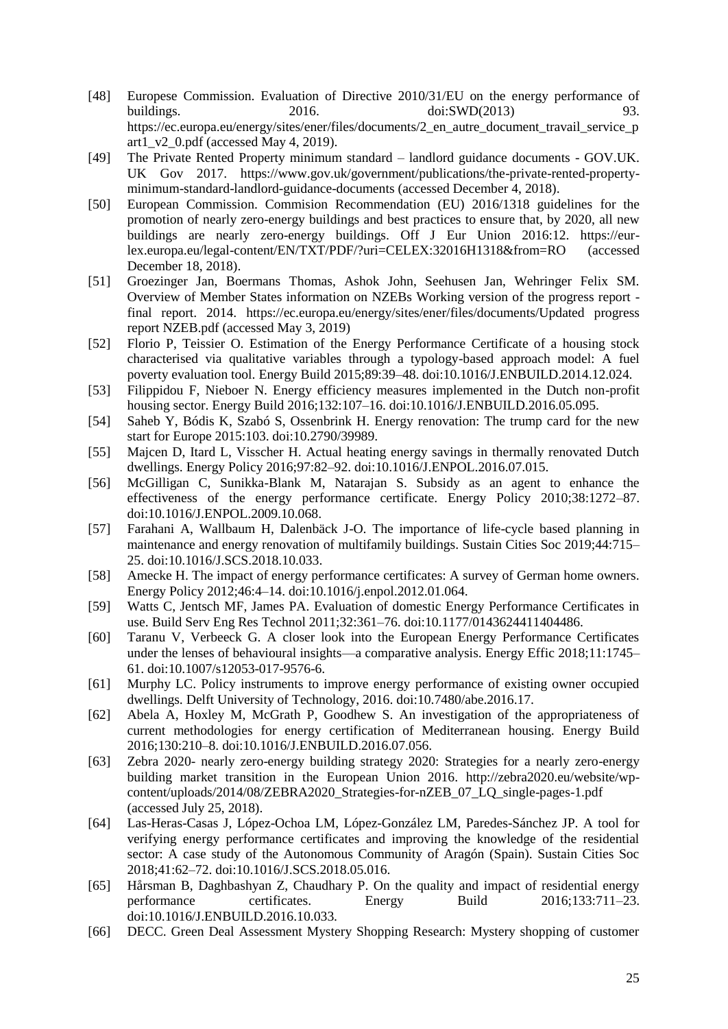[48] Europese Commission. Evaluation of Directive 2010/31/EU on the energy performance of buildings. 2016. doi:SWD(2013) 93. https://ec.europa.eu/energy/sites/ener/files/documents/2_en_autre_document_travail_service_part1_v2_0.pdf (accessed May 4, 2019).

[49] The Private Rented Property minimum standard – landlord guidance documents - GOV.UK. UK Gov 2017. https://www.gov.uk/government/publications/the-private-rented-property-minimum-standard-landlord-guidance-documents (accessed December 4, 2018).

[50] European Commission. Commision Recommendation (EU) 2016/1318 guidelines for the promotion of nearly zero-energy buildings and best practices to ensure that, by 2020, all new buildings are nearly zero-energy buildings. Off J Eur Union 2016:12. https://eur-lex.europa.eu/legal-content/EN/TXT/PDF/?uri=CELEX:32016H1318&from=RO (accessed December 18, 2018).

[51] Groezinger Jan, Boermans Thomas, Ashok John, Seehusen Jan, Wehringer Felix SM. Overview of Member States information on NZEBs Working version of the progress report - final report. 2014. https://ec.europa.eu/energy/sites/ener/files/documents/Updated progress report NZEB.pdf (accessed May 3, 2019)

[52] Florio P, Teissier O. Estimation of the Energy Performance Certificate of a housing stock characterised via qualitative variables through a typology-based approach model: A fuel poverty evaluation tool. Energy Build 2015;89:39–48. doi:10.1016/J.ENBUILD.2014.12.024.

[53] Filippidou F, Nieboer N. Energy efficiency measures implemented in the Dutch non-profit housing sector. Energy Build 2016;132:107–16. doi:10.1016/J.ENBUILD.2016.05.095.

[54] Saheb Y, Bódis K, Szabó S, Ossenbrink H. Energy renovation: The trump card for the new start for Europe 2015:103. doi:10.2790/39989.

[55] Majcen D, Itard L, Visscher H. Actual heating energy savings in thermally renovated Dutch dwellings. Energy Policy 2016;97:82–92. doi:10.1016/J.ENPOL.2016.07.015.

[56] McGilligan C, Sunikka-Blank M, Natarajan S. Subsidy as an agent to enhance the effectiveness of the energy performance certificate. Energy Policy 2010;38:1272–87. doi:10.1016/J.ENPOL.2009.10.068.

[57] Farahani A, Wallbaum H, Dalenbäck J-O. The importance of life-cycle based planning in maintenance and energy renovation of multifamily buildings. Sustain Cities Soc 2019;44:715–25. doi:10.1016/J.SCS.2018.10.033.

[58] Amecke H. The impact of energy performance certificates: A survey of German home owners. Energy Policy 2012;46:4–14. doi:10.1016/j.enpol.2012.01.064.

[59] Watts C, Jentsch MF, James PA. Evaluation of domestic Energy Performance Certificates in use. Build Serv Eng Res Technol 2011;32:361–76. doi:10.1177/0143624411404486.

[60] Taranu V, Verbeeck G. A closer look into the European Energy Performance Certificates under the lenses of behavioural insights—a comparative analysis. Energy Effic 2018;11:1745–61. doi:10.1007/s12053-017-9576-6.

[61] Murphy LC. Policy instruments to improve energy performance of existing owner occupied dwellings. Delft University of Technology, 2016. doi:10.7480/abe.2016.17.

[62] Abela A, Hoxley M, McGrath P, Goodhew S. An investigation of the appropriateness of current methodologies for energy certification of Mediterranean housing. Energy Build 2016;130:210–8. doi:10.1016/J.ENBUILD.2016.07.056.

[63] Zebra 2020- nearly zero-energy building strategy 2020: Strategies for a nearly zero-energy building market transition in the European Union 2016. http://zebra2020.eu/website/wp-content/uploads/2014/08/ZEBRA2020_Strategies-for-nZEB_07_LQ_single-pages-1.pdf (accessed July 25, 2018).

[64] Las-Heras-Casas J, López-Ochoa LM, López-González LM, Paredes-Sánchez JP. A tool for verifying energy performance certificates and improving the knowledge of the residential sector: A case study of the Autonomous Community of Aragón (Spain). Sustain Cities Soc 2018;41:62–72. doi:10.1016/J.SCS.2018.05.016.

[65] Hårsman B, Daghbashyan Z, Chaudhary P. On the quality and impact of residential energy performance certificates. Energy Build 2016;133:711–23. doi:10.1016/J.ENBUILD.2016.10.033.

[66] DECC. Green Deal Assessment Mystery Shopping Research: Mystery shopping of customer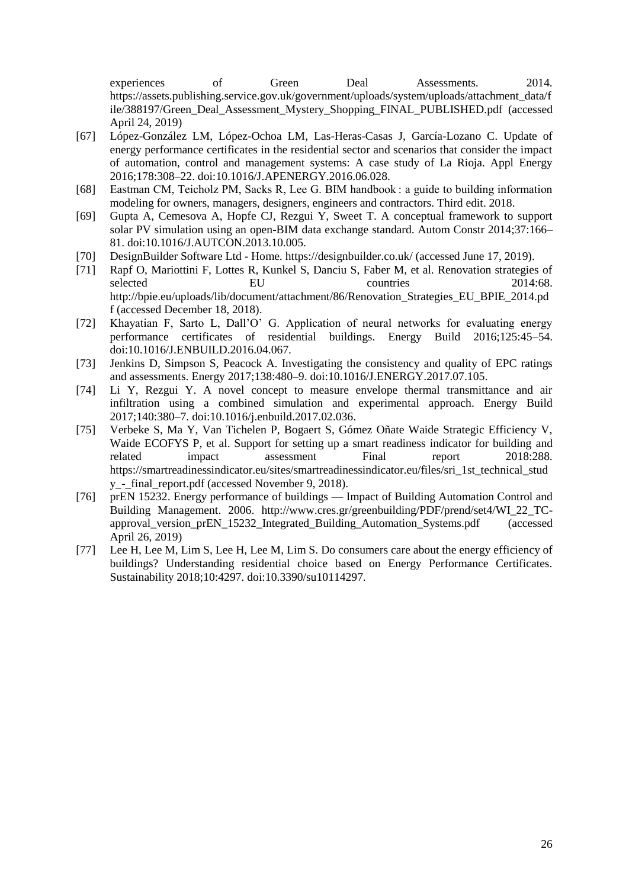experiences of Green Deal Assessments. 2014. https://assets.publishing.service.gov.uk/government/uploads/system/uploads/attachment_data/file/388197/Green_Deal_Assessment_Mystery_Shopping_FINAL_PUBLISHED.pdf (accessed April 24, 2019)

[67] López-González LM, López-Ochoa LM, Las-Heras-Casas J, García-Lozano C. Update of energy performance certificates in the residential sector and scenarios that consider the impact of automation, control and management systems: A case study of La Rioja. Appl Energy 2016;178:308–22. doi:10.1016/J.APENERGY.2016.06.028.

[68] Eastman CM, Teicholz PM, Sacks R, Lee G. BIM handbook : a guide to building information modeling for owners, managers, designers, engineers and contractors. Third edit. 2018.

[69] Gupta A, Cemesova A, Hopfe CJ, Rezgui Y, Sweet T. A conceptual framework to support solar PV simulation using an open-BIM data exchange standard. Autom Constr 2014;37:166–81. doi:10.1016/J.AUTCON.2013.10.005.

[70] DesignBuilder Software Ltd - Home. https://designbuilder.co.uk/ (accessed June 17, 2019).

[71] Rapf O, Mariottini F, Lottes R, Kunkel S, Danciu S, Faber M, et al. Renovation strategies of selected EU countries 2014:68. http://bpie.eu/uploads/lib/document/attachment/86/Renovation_Strategies_EU_BPIE_2014.pdf (accessed December 18, 2018).

[72] Khayatian F, Sarto L, Dall'O' G. Application of neural networks for evaluating energy performance certificates of residential buildings. Energy Build 2016;125:45–54. doi:10.1016/J.ENBUILD.2016.04.067.

[73] Jenkins D, Simpson S, Peacock A. Investigating the consistency and quality of EPC ratings and assessments. Energy 2017;138:480–9. doi:10.1016/J.ENERGY.2017.07.105.

[74] Li Y, Rezgui Y. A novel concept to measure envelope thermal transmittance and air infiltration using a combined simulation and experimental approach. Energy Build 2017;140:380–7. doi:10.1016/j.enbuild.2017.02.036.

[75] Verbeke S, Ma Y, Van Tichelen P, Bogaert S, Gómez Oñate Waide Strategic Efficiency V, Waide ECOFYS P, et al. Support for setting up a smart readiness indicator for building and related impact assessment Final report 2018:288. https://smartreadinessindicator.eu/sites/smartreadinessindicator.eu/files/sri_1st_technical_study_-_final_report.pdf (accessed November 9, 2018).

[76] prEN 15232. Energy performance of buildings — Impact of Building Automation Control and Building Management. 2006. http://www.cres.gr/greenbuilding/PDF/prend/set4/WI_22_TC-approval_version_prEN_15232_Integrated_Building_Automation_Systems.pdf (accessed April 26, 2019)

[77] Lee H, Lee M, Lim S, Lee H, Lee M, Lim S. Do consumers care about the energy efficiency of buildings? Understanding residential choice based on Energy Performance Certificates. Sustainability 2018;10:4297. doi:10.3390/su10114297.